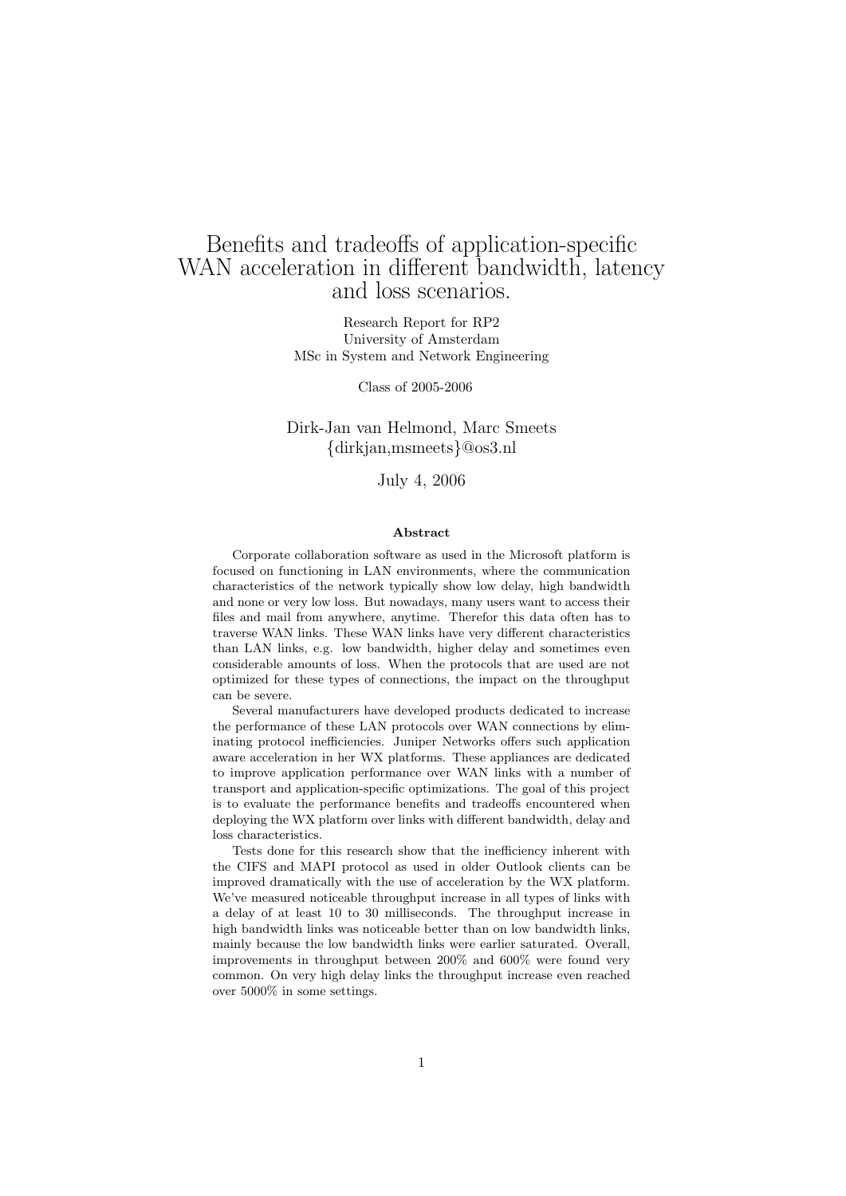# Benefits and tradeoffs of application-specific WAN acceleration in different bandwidth, latency and loss scenarios.

Research Report for RP2
University of Amsterdam
MSc in System and Network Engineering

Class of 2005-2006

Dirk-Jan van Helmond, Marc Smeets
{dirkjan,msmeets}@os3.nl

July 4, 2006

### Abstract

Corporate collaboration software as used in the Microsoft platform is focused on functioning in LAN environments, where the communication characteristics of the network typically show low delay, high bandwidth and none or very low loss. But nowadays, many users want to access their files and mail from anywhere, anytime. Therefor this data often has to traverse WAN links. These WAN links have very different characteristics than LAN links, e.g. low bandwidth, higher delay and sometimes even considerable amounts of loss. When the protocols that are used are not optimized for these types of connections, the impact on the throughput can be severe.

Several manufacturers have developed products dedicated to increase the performance of these LAN protocols over WAN connections by eliminating protocol inefficiencies. Juniper Networks offers such application aware acceleration in her WX platforms. These appliances are dedicated to improve application performance over WAN links with a number of transport and application-specific optimizations. The goal of this project is to evaluate the performance benefits and tradeoffs encountered when deploying the WX platform over links with different bandwidth, delay and loss characteristics.

Tests done for this research show that the inefficiency inherent with the CIFS and MAPI protocol as used in older Outlook clients can be improved dramatically noticeable with the use of acceleration by the WX platform. We've measured noticeable throughput increase in all types of links with a delay of at least 10 to 30 milliseconds. The throughput increase in high bandwidth links was noticeable better than on low bandwidth links, mainly because the low bandwidth links were earlier saturated. Overall, improvements in throughput between 200% and 600% were found very common. On very high delay links the throughput increase even reached over 5000% in some settings.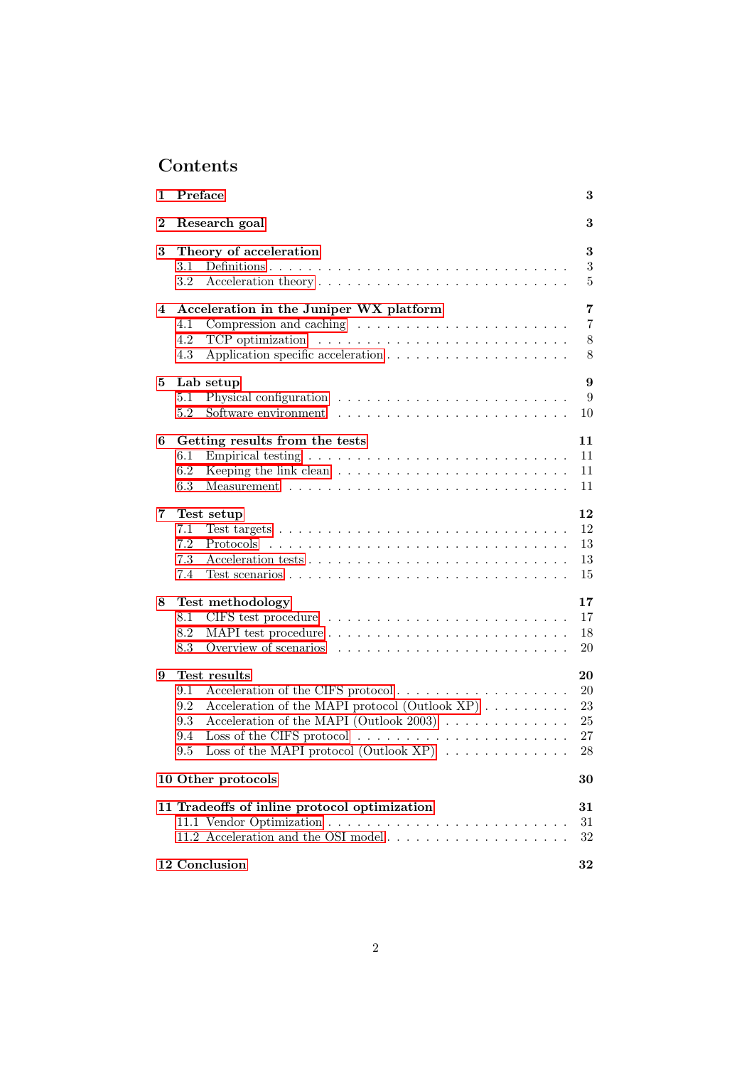# Contents

- **1 Preface** — 3
- **2 Research goal** — 3
- **3 Theory of acceleration** — 3
  - 3.1 Definitions — 3
  - 3.2 Acceleration theory — 5
- **4 Acceleration in the Juniper WX platform** — 7
  - 4.1 Compression and caching — 7
  - 4.2 TCP optimization — 8
  - 4.3 Application specific acceleration — 8
- **5 Lab setup** — 9
  - 5.1 Physical configuration — 9
  - 5.2 Software environment — 10
- **6 Getting results from the tests** — 11
  - 6.1 Empirical testing — 11
  - 6.2 Keeping the link clean — 11
  - 6.3 Measurement — 11
- **7 Test setup** — 12
  - 7.1 Test targets — 12
  - 7.2 Protocols — 13
  - 7.3 Acceleration tests — 13
  - 7.4 Test scenarios — 15
- **8 Test methodology** — 17
  - 8.1 CIFS test procedure — 17
  - 8.2 MAPI test procedure — 18
  - 8.3 Overview of scenarios — 20
- **9 Test results** — 20
  - 9.1 Acceleration of the CIFS protocol — 20
  - 9.2 Acceleration of the MAPI protocol (Outlook XP) — 23
  - 9.3 Acceleration of the MAPI protocol (Outlook 2003) — 25
  - 9.4 Loss of the CIFS protocol — 27
  - 9.5 Loss of the MAPI protocol (Outlook XP) — 28
- **10 Other protocols** — 30
- **11 Tradeoffs of inline protocol optimization** — 31
  - 11.1 Vendor Optimization — 31
  - 11.2 Acceleration and the OSI model — 32
- **12 Conclusion** — 32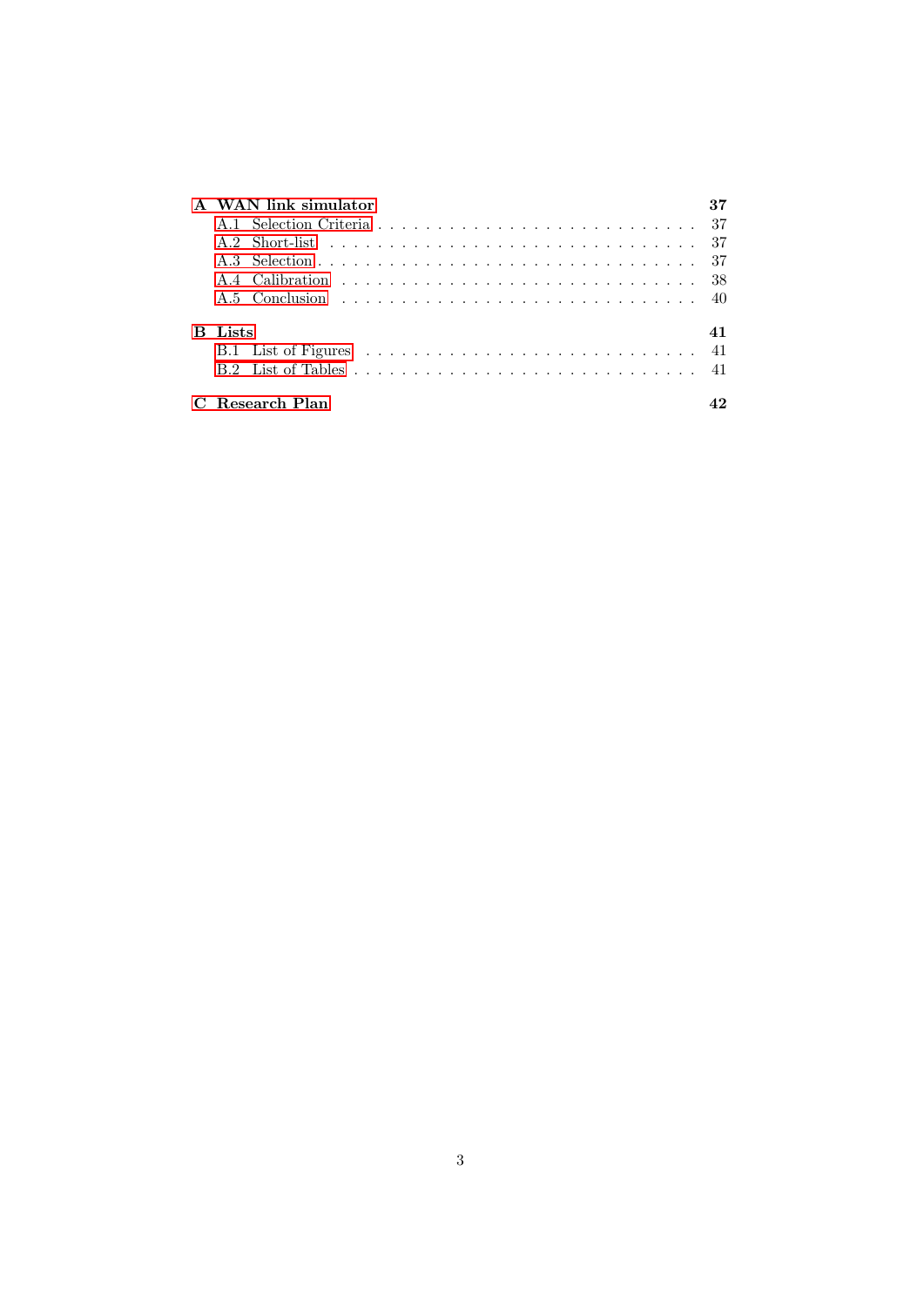**A WAN link simulator** **37**

- A.1 Selection Criteria . . . . . . . . . . . . . . . . . . . . . . . . . . 37
- A.2 Short-list . . . . . . . . . . . . . . . . . . . . . . . . . . . . . . 37
- A.3 Selection . . . . . . . . . . . . . . . . . . . . . . . . . . . . . . 37
- A.4 Calibration . . . . . . . . . . . . . . . . . . . . . . . . . . . . 38
- A.5 Conclusion . . . . . . . . . . . . . . . . . . . . . . . . . . . . 40

**B Lists** **41**

- B.1 List of Figures . . . . . . . . . . . . . . . . . . . . . . . . . . 41
- B.2 List of Tables . . . . . . . . . . . . . . . . . . . . . . . . . . . 41

**C Research Plan** **42**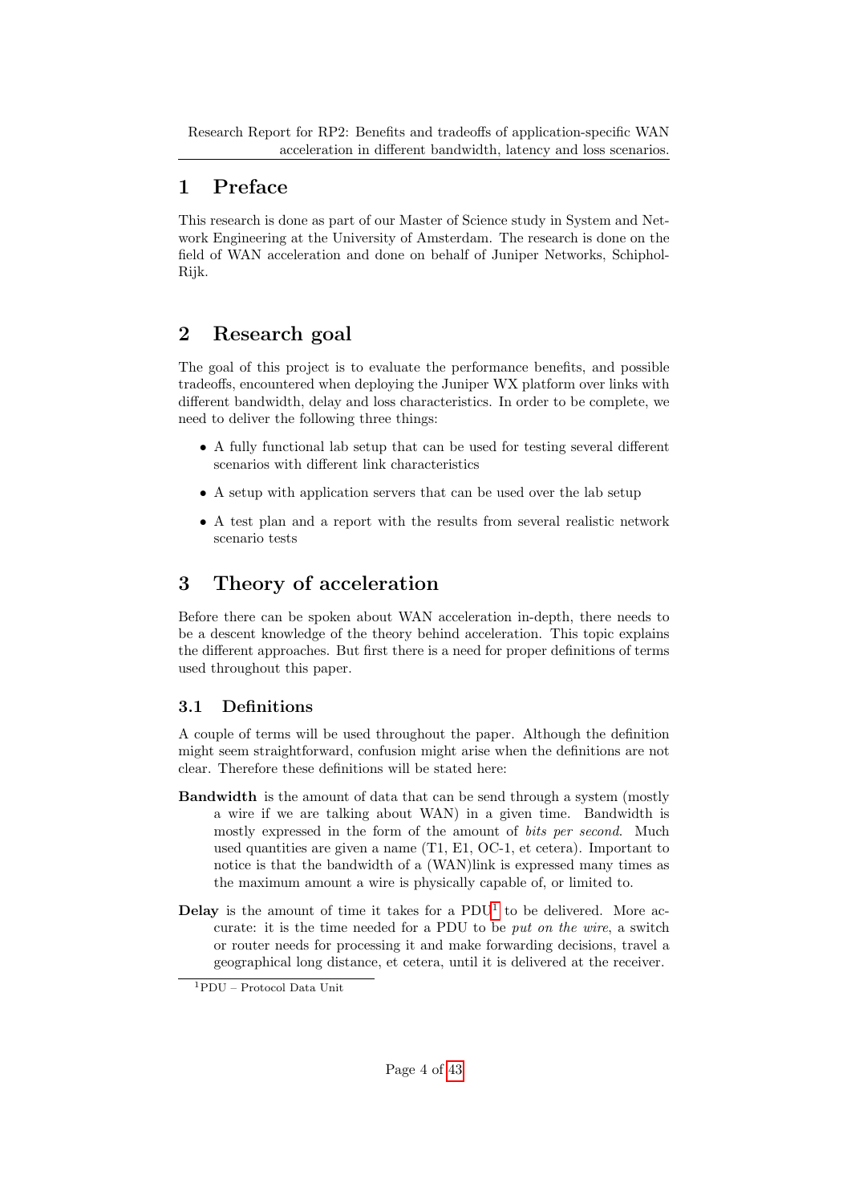# 1 Preface

This research is done as part of our Master of Science study in System and Network Engineering at the University of Amsterdam. The research is done on the field of WAN acceleration and done on behalf of Juniper Networks, Schiphol-Rijk.

# 2 Research goal

The goal of this project is to evaluate the performance benefits, and possible tradeoffs, encountered when deploying the Juniper WX platform over links with different bandwidth, delay and loss characteristics. In order to be complete, we need to deliver the following three things:

- A fully functional lab setup that can be used for testing several different scenarios with different link characteristics
- A setup with application servers that can be used over the lab setup
- A test plan and a report with the results from several realistic network scenario tests

# 3 Theory of acceleration

Before there can be spoken about WAN acceleration in-depth, there needs to be a descent knowledge of the theory behind acceleration. This topic explains the different approaches. But first there is a need for proper definitions of terms used throughout this paper.

## 3.1 Definitions

A couple of terms will be used throughout the paper. Although the definition might seem straightforward, confusion might arise when the definitions are not clear. Therefore these definitions will be stated here:

**Bandwidth** is the amount of data that can be send through a system (mostly a wire if we are talking about WAN) in a given time. Bandwidth is mostly expressed in the form of the amount of *bits per second*. Much used quantities are given a name (T1, E1, OC-1, et cetera). Important to notice is that the bandwidth of a (WAN)link is expressed many times as the maximum amount a wire is physically capable of, or limited to.

**Delay** is the amount of time it takes for a PDU[1] to be delivered. More accurate: it is the time needed for a PDU to be *put on the wire*, a switch or router needs for processing it and make forwarding decisions, travel a geographical long distance, et cetera, until it is delivered at the receiver.

[1] PDU – Protocol Data Unit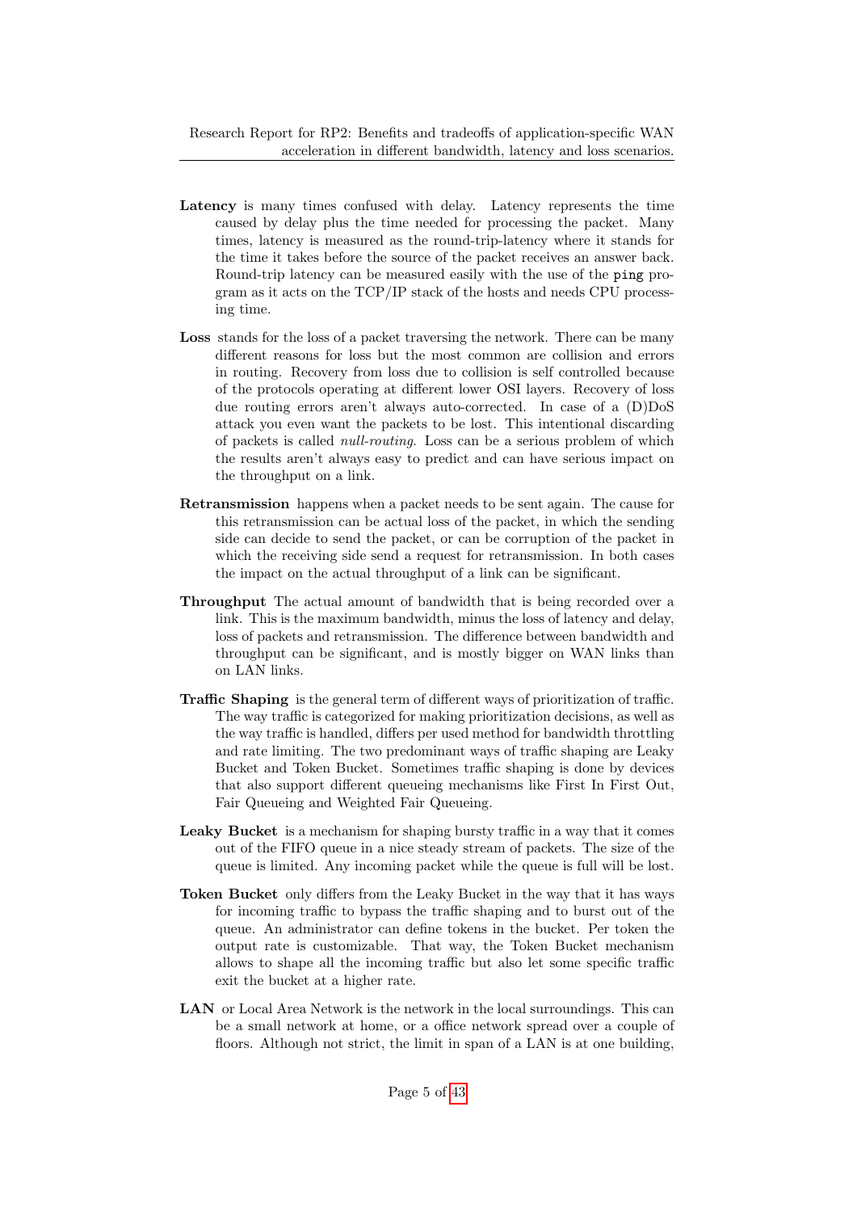**Latency** is many times confused with delay. Latency represents the time caused by delay plus the time needed for processing the packet. Many times, latency is measured as the round-trip-latency where it stands for the time it takes before the source of the packet receives an answer back. Round-trip latency can be measured easily with the use of the `ping` program as it acts on the TCP/IP stack of the hosts and needs CPU processing time.

**Loss** stands for the loss of a packet traversing the network. There can be many different reasons for loss but the most common are collision and errors in routing. Recovery from loss due to collision is self controlled because of the protocols operating at different lower OSI layers. Recovery of loss due routing errors aren't always auto-corrected. In case of a (D)DoS attack you even want the packets to be lost. This intentional discarding of packets is called *null-routing*. Loss can be a serious problem of which the results aren't always easy to predict and can have serious impact on the throughput on a link.

**Retransmission** happens when a packet needs to be sent again. The cause for this retransmission can be actual loss of the packet, in which the sending side can decide to send the packet, or can be corruption of the packet in which the receiving side send a request for retransmission. In both cases the impact on the actual throughput of a link can be significant.

**Throughput** The actual amount of bandwidth that is being recorded over a link. This is the maximum bandwidth, minus the loss of latency and delay, loss of packets and retransmission. The difference between bandwidth and throughput can be significant, and is mostly bigger on WAN links than on LAN links.

**Traffic Shaping** is the general term of different ways of prioritization of traffic. The way traffic is categorized for making prioritization decisions, as well as the way traffic is handled, differs per used method for bandwidth throttling and rate limiting. The two predominant ways of traffic shaping are Leaky Bucket and Token Bucket. Sometimes traffic shaping is done by devices that also support different queueing mechanisms like First In First Out, Fair Queueing and Weighted Fair Queueing.

**Leaky Bucket** is a mechanism for shaping bursty traffic in a way that it comes out of the FIFO queue in a nice steady stream of packets. The size of the queue is limited. Any incoming packet while the queue is full will be lost.

**Token Bucket** only differs from the Leaky Bucket in the way that it has ways for incoming traffic to bypass the traffic shaping and to burst out of the queue. An administrator can define tokens in the bucket. Per token the output rate is customizable. That way, the Token Bucket mechanism allows to shape all the incoming traffic but also let some specific traffic exit the bucket at a higher rate.

**LAN** or Local Area Network is the network in the local surroundings. This can be a small network at home, or a office network spread over a couple of floors. Although not strict, the limit in span of a LAN is at one building,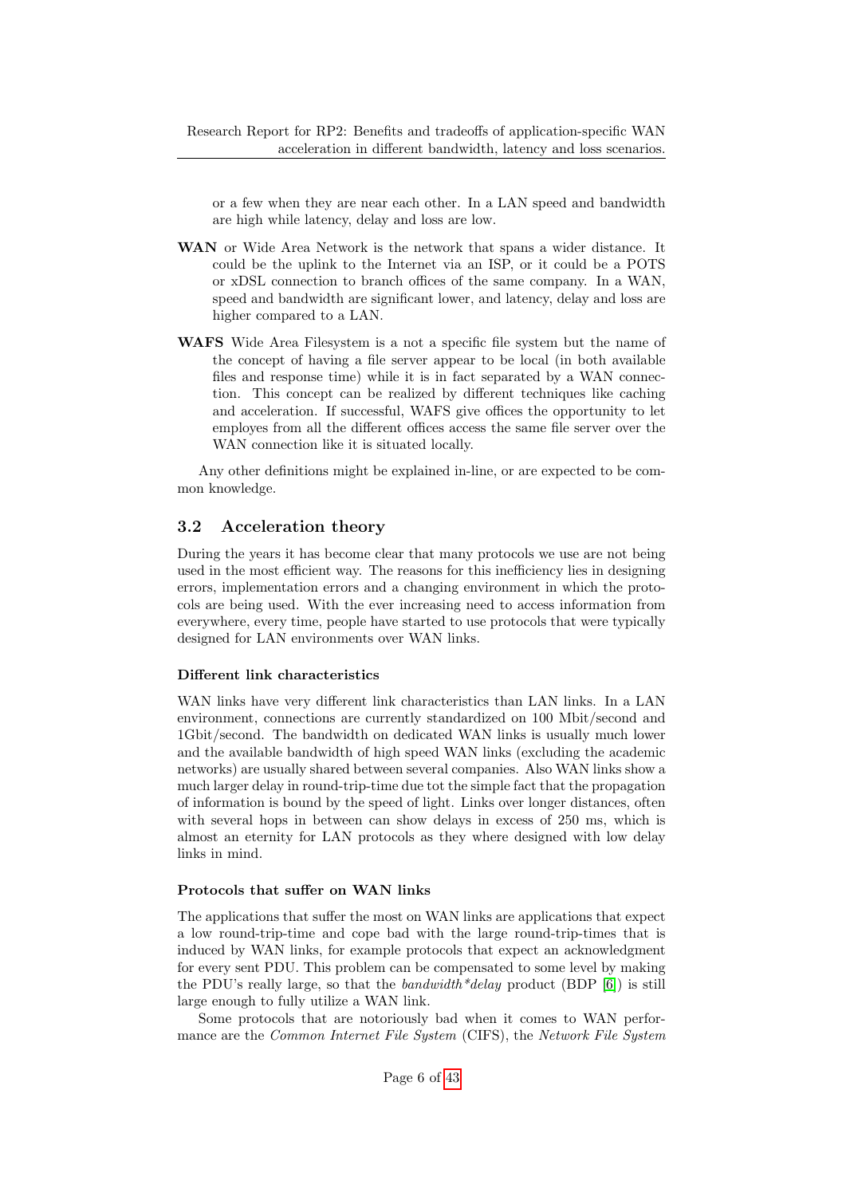or a few when they are near each other. In a LAN speed and bandwidth are high while latency, delay and loss are low.

**WAN** or Wide Area Network is the network that spans a wider distance. It could be the uplink to the Internet via an ISP, or it could be a POTS or xDSL connection to branch offices of the same company. In a WAN, speed and bandwidth are significant lower, and latency, delay and loss are higher compared to a LAN.

**WAFS** Wide Area Filesystem is a not a specific file system but the name of the concept of having a file server appear to be local (in both available files and response time) while it is in fact separated by a WAN connection. This concept can be realized by different techniques like caching and acceleration. If successful, WAFS give offices the opportunity to let employes from all the different offices access the same file server over the WAN connection like it is situated locally.

Any other definitions might be explained in-line, or are expected to be common knowledge.

## 3.2 Acceleration theory

During the years it has become clear that many protocols we use are not being used in the most efficient way. The reasons for this inefficiency lies in designing errors, implementation errors and a changing environment in which the protocols are being used. With the ever increasing need to access information from everywhere, every time, people have started to use protocols that were typically designed for LAN environments over WAN links.

#### Different link characteristics

WAN links have very different link characteristics than LAN links. In a LAN environment, connections are currently standardized on 100 Mbit/second and 1Gbit/second. The bandwidth on dedicated WAN links is usually much lower and the available bandwidth of high speed WAN links (excluding the academic networks) are usually shared between several companies. Also WAN links show a much larger delay in round-trip-time due tot the simple fact that the propagation of information is bound by the speed of light. Links over longer distances, often with several hops in between can show delays in excess of 250 ms, which is almost an eternity for LAN protocols as they where designed with low delay links in mind.

#### Protocols that suffer on WAN links

The applications that suffer the most on WAN links are applications that expect a low round-trip-time and cope bad with the large round-trip-times that is induced by WAN links, for example protocols that expect an acknowledgment for every sent PDU. This problem can be compensated to some level by making the PDU's really large, so that the *bandwidth\*delay* product (BDP [6]) is still large enough to fully utilize a WAN link.

Some protocols that are notoriously bad when it comes to WAN performance are the *Common Internet File System* (CIFS), the *Network File System*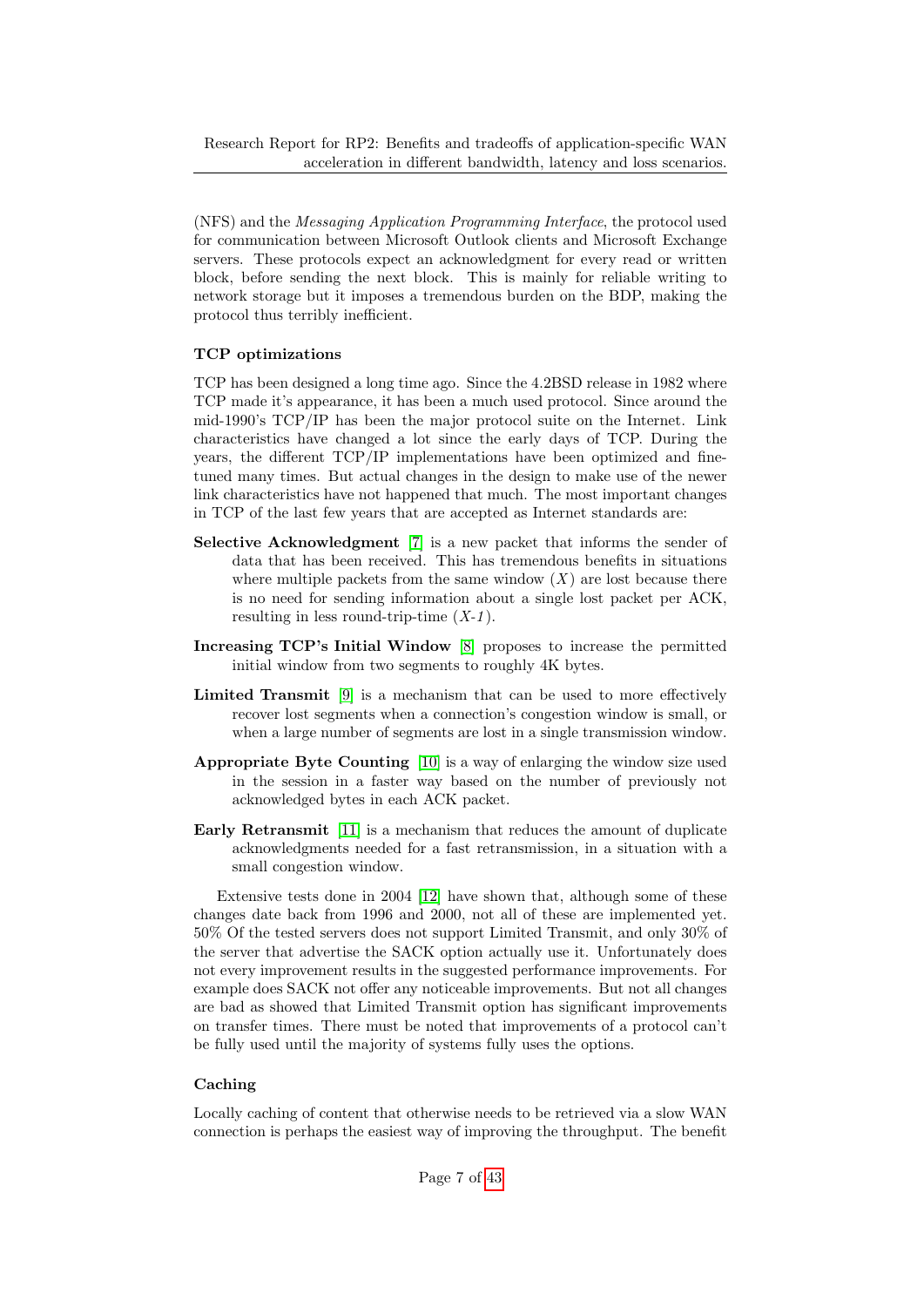(NFS) and the *Messaging Application Programming Interface*, the protocol used for communication between Microsoft Outlook clients and Microsoft Exchange servers. These protocols expect an acknowledgment for every read or written block, before sending the next block. This is mainly for reliable writing to network storage but it imposes a tremendous burden on the BDP, making the protocol thus terribly inefficient.

**TCP optimizations**

TCP has been designed a long time ago. Since the 4.2BSD release in 1982 where TCP made it's appearance, it has been a much used protocol. Since around the mid-1990's TCP/IP has been the major protocol suite on the Internet. Link characteristics have changed a lot since the early days of TCP. During the years, the different TCP/IP implementations have been optimized and fine-tuned many times. But actual changes in the design to make use of the newer link characteristics have not happened that much. The most important changes in TCP of the last few years that are accepted as Internet standards are:

**Selective Acknowledgment** [7] is a new packet that informs the sender of data that has been received. This has tremendous benefits in situations where multiple packets from the same window ($X$) are lost because there is no need for sending information about a single lost packet per ACK, resulting in less round-trip-time ($X$-$1$).

**Increasing TCP's Initial Window** [8] proposes to increase the permitted initial window from two segments to roughly 4K bytes.

**Limited Transmit** [9] is a mechanism that can be used to more effectively recover lost segments when a connection's congestion window is small, or when a large number of segments are lost in a single transmission window.

**Appropriate Byte Counting** [10] is a way of enlarging the window size used in the session in a faster way based on the number of previously not acknowledged bytes in each ACK packet.

**Early Retransmit** [11] is a mechanism that reduces the amount of duplicate acknowledgments needed for a fast retransmission, in a situation with a small congestion window.

Extensive tests done in 2004 [12] have shown that, although some of these changes date back from 1996 and 2000, not all of these are implemented yet. 50% Of the tested servers does not support Limited Transmit, and only 30% of the server that advertise the SACK option actually use it. Unfortunately does not every improvement results in the suggested performance improvements. For example does SACK not offer any noticeable improvements. But not all changes are bad as showed that Limited Transmit option has significant improvements on transfer times. There must be noted that improvements of a protocol can't be fully used until the majority of systems fully uses the options.

**Caching**

Locally caching of content that otherwise needs to be retrieved via a slow WAN connection is perhaps the easiest way of improving the throughput. The benefit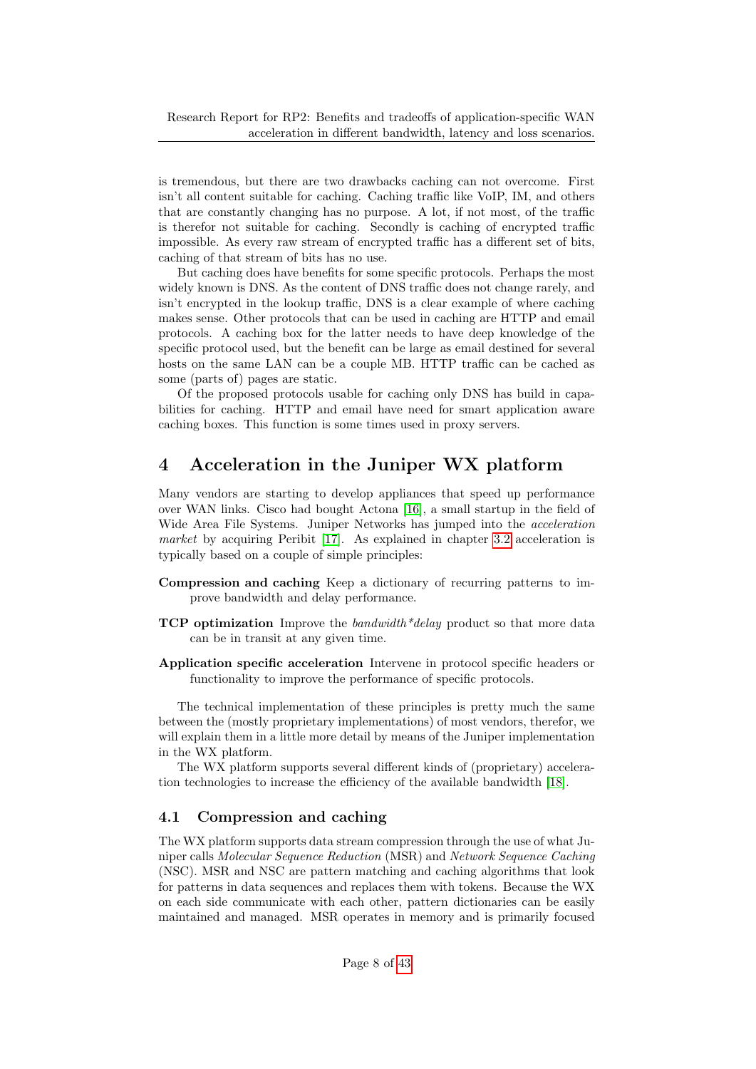is tremendous, but there are two drawbacks caching can not overcome. First isn't all content suitable for caching. Caching traffic like VoIP, IM, and others that are constantly changing has no purpose. A lot, if not most, of the traffic is therefor not suitable for caching. Secondly is caching of encrypted traffic impossible. As every raw stream of encrypted traffic has a different set of bits, caching of that stream of bits has no use.

But caching does have benefits for some specific protocols. Perhaps the most widely known is DNS. As the content of DNS traffic does not change rarely, and isn't encrypted in the lookup traffic, DNS is a clear example of where caching makes sense. Other protocols that can be used in caching are HTTP and email protocols. A caching box for the latter needs to have deep knowledge of the specific protocol used, but the benefit can be large as email destined for several hosts on the same LAN can be a couple MB. HTTP traffic can be cached as some (parts of) pages are static.

Of the proposed protocols usable for caching only DNS has build in capabilities for caching. HTTP and email have need for smart application aware caching boxes. This function is some times used in proxy servers.

# 4 Acceleration in the Juniper WX platform

Many vendors are starting to develop appliances that speed up performance over WAN links. Cisco had bought Actona [16], a small startup in the field of Wide Area File Systems. Juniper Networks has jumped into the *acceleration market* by acquiring Peribit [17]. As explained in chapter 3.2 acceleration is typically based on a couple of simple principles:

**Compression and caching** Keep a dictionary of recurring patterns to improve bandwidth and delay performance.

**TCP optimization** Improve the *bandwidth*delay* product so that more data can be in transit at any given time.

**Application specific acceleration** Intervene in protocol specific headers or functionality to improve the performance of specific protocols.

The technical implementation of these principles is pretty much the same between the (mostly proprietary implementations) of most vendors, therefor, we will explain them in a little more detail by means of the Juniper implementation in the WX platform.

The WX platform supports several different kinds of (proprietary) acceleration technologies to increase the efficiency of the available bandwidth [18].

## 4.1 Compression and caching

The WX platform supports data stream compression through the use of what Juniper calls *Molecular Sequence Reduction* (MSR) and *Network Sequence Caching* (NSC). MSR and NSC are pattern matching and caching algorithms that look for patterns in data sequences and replaces them with tokens. Because the WX on each side communicate with each other, pattern dictionaries can be easily maintained and managed. MSR operates in memory and is primarily focused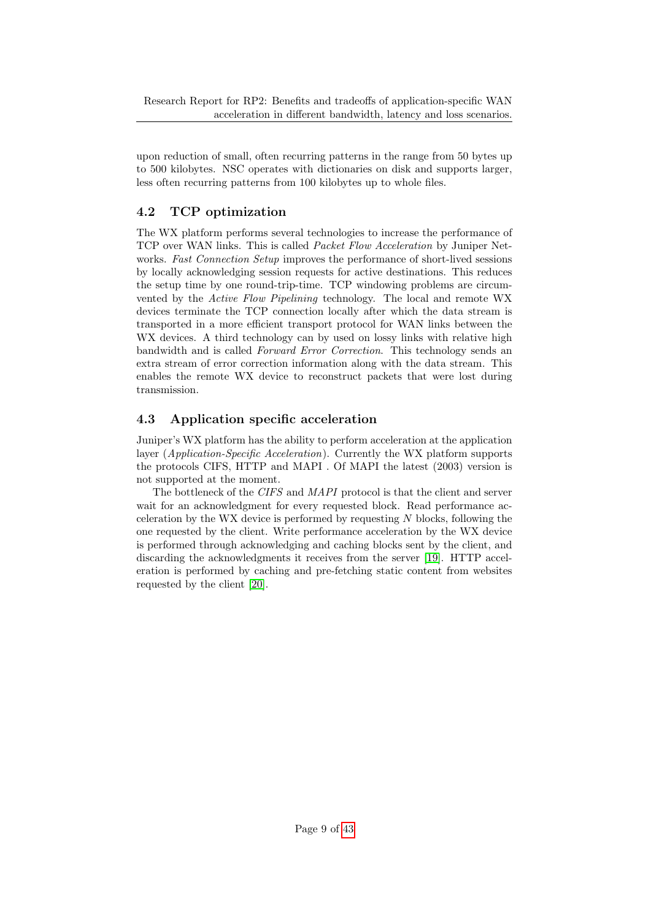upon reduction of small, often recurring patterns in the range from 50 bytes up to 500 kilobytes. NSC operates with dictionaries on disk and supports larger, less often recurring patterns from 100 kilobytes up to whole files.

## 4.2 TCP optimization

The WX platform performs several technologies to increase the performance of TCP over WAN links. This is called *Packet Flow Acceleration* by Juniper Networks. *Fast Connection Setup* improves the performance of short-lived sessions by locally acknowledging session requests for active destinations. This reduces the setup time by one round-trip-time. TCP windowing problems are circumvented by the *Active Flow Pipelining* technology. The local and remote WX devices terminate the TCP connection locally after which the data stream is transported in a more efficient transport protocol for WAN links between the WX devices. A third technology can by used on lossy links with relative high bandwidth and is called *Forward Error Correction*. This technology sends an extra stream of error correction information along with the data stream. This enables the remote WX device to reconstruct packets that were lost during transmission.

## 4.3 Application specific acceleration

Juniper's WX platform has the ability to perform acceleration at the application layer (*Application-Specific Acceleration*). Currently the WX platform supports the protocols CIFS, HTTP and MAPI . Of MAPI the latest (2003) version is not supported at the moment.

The bottleneck of the *CIFS* and *MAPI* protocol is that the client and server wait for an acknowledgment for every requested block. Read performance acceleration by the WX device is performed by requesting $N$ blocks, following the one requested by the client. Write performance acceleration by the WX device is performed through acknowledging and caching blocks sent by the client, and discarding the acknowledgments it receives from the server [19]. HTTP acceleration is performed by caching and pre-fetching static content from websites requested by the client [20].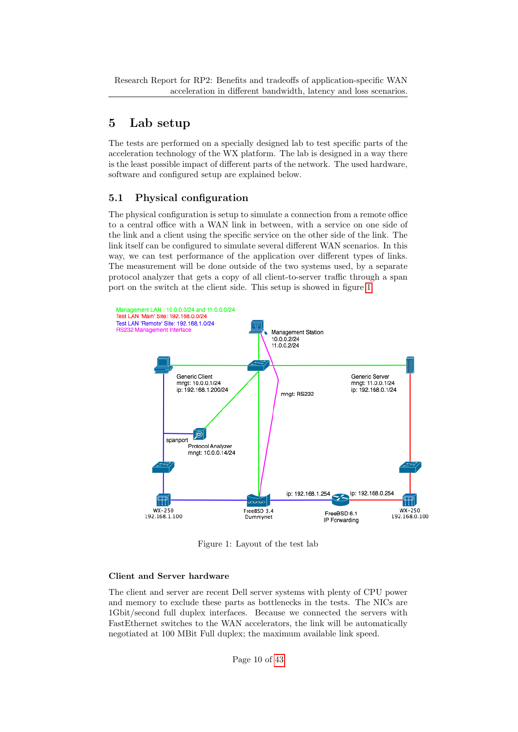# 5 Lab setup

The tests are performed on a specially designed lab to test specific parts of the acceleration technology of the WX platform. The lab is designed in a way there is the least possible impact of different parts of the network. The used hardware, software and configured setup are explained below.

## 5.1 Physical configuration

The physical configuration is setup to simulate a connection from a remote office to a central office with a WAN link in between, with a service on one side of the link and a client using the specific service on the other side of the link. The link itself can be configured to simulate several different WAN scenarios. In this way, we can test performance of the application over different types of links. The measurement will be done outside of the two systems used, by a separate protocol analyzer that gets a copy of all client-to-server traffic through a span port on the switch at the client side. This setup is showed in figure 1.

Management LAN : 10.0.0.0/24 and 11.0.0.0/24
Test LAN 'Main' Site: 192.168.0.0/24
Test LAN 'Remote' Site: 192.168.1.0/24
RS232 Management Interface

Management Station 10.0.0.2/24 11.0.0.2/24

Generic Client mngt: 10.0.0.1/24 ip: 192.168.1.200/24

Generic Server mngt: 11.0.0.1/24 ip: 192.168.0.1/24

mngt: RS232

spanport

Protocol Analyzer mngt: 10.0.0.14/24

ip: 192.168.1.254 &nbsp; ip: 192.168.0.254

WX-250 192.168.1.100

FreeBSD 3.4 Dummynet

FreeBSD 6.1 IP Forwarding

WX-250 192.168.0.100

Figure 1: Layout of the test lab

### Client and Server hardware

The client and server are recent Dell server systems with plenty of CPU power and memory to exclude these parts as bottlenecks in the tests. The NICs are 1Gbit/second full duplex interfaces. Because we connected the servers with FastEthernet switches to the WAN accelerators, the link will be automatically negotiated at 100 MBit Full duplex; the maximum available link speed.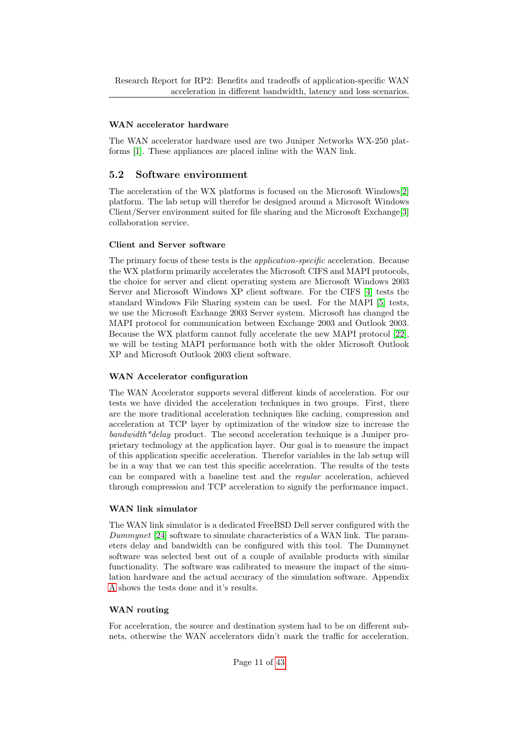#### WAN accelerator hardware

The WAN accelerator hardware used are two Juniper Networks WX-250 platforms [1]. These appliances are placed inline with the WAN link.

## 5.2 Software environment

The acceleration of the WX platforms is focused on the Microsoft Windows[2] platform. The lab setup will therefor be designed around a Microsoft Windows Client/Server environment suited for file sharing and the Microsoft Exchange[3] collaboration service.

#### Client and Server software

The primary focus of these tests is the *application-specific* acceleration. Because the WX platform primarily accelerates the Microsoft CIFS and MAPI protocols, the choice for server and client operating system are Microsoft Windows 2003 Server and Microsoft Windows XP client software. For the CIFS [4] tests the standard Windows File Sharing system can be used. For the MAPI [5] tests, we use the Microsoft Exchange 2003 Server system. Microsoft has changed the MAPI protocol for communication between Exchange 2003 and Outlook 2003. Because the WX platform cannot fully accelerate the new MAPI protocol [22], we will be testing MAPI performance both with the older Microsoft Outlook XP and Microsoft Outlook 2003 client software.

#### WAN Accelerator configuration

The WAN Accelerator supports several different kinds of acceleration. For our tests we have divided the acceleration techniques in two groups. First, there are the more traditional acceleration techniques like caching, compression and acceleration at TCP layer by optimization of the window size to increase the *bandwidth*delay* product. The second acceleration technique is a Juniper proprietary technology at the application layer. Our goal is to measure the impact of this application specific acceleration. Therefor variables in the lab setup will be in a way that we can test this specific acceleration. The results of the tests can be compared with a baseline test and the *regular* acceleration, achieved through compression and TCP acceleration to signify the performance impact.

#### WAN link simulator

The WAN link simulator is a dedicated FreeBSD Dell server configured with the *Dummynet* [24] software to simulate characteristics of a WAN link. The parameters delay and bandwidth can be configured with this tool. The Dummynet software was selected best out of a couple of available products with similar functionality. The software was calibrated to measure the impact of the simulation hardware and the actual accuracy of the simulation software. Appendix A shows the tests done and it's results.

#### WAN routing

For acceleration, the source and destination system had to be on different subnets, otherwise the WAN accelerators didn't mark the traffic for acceleration.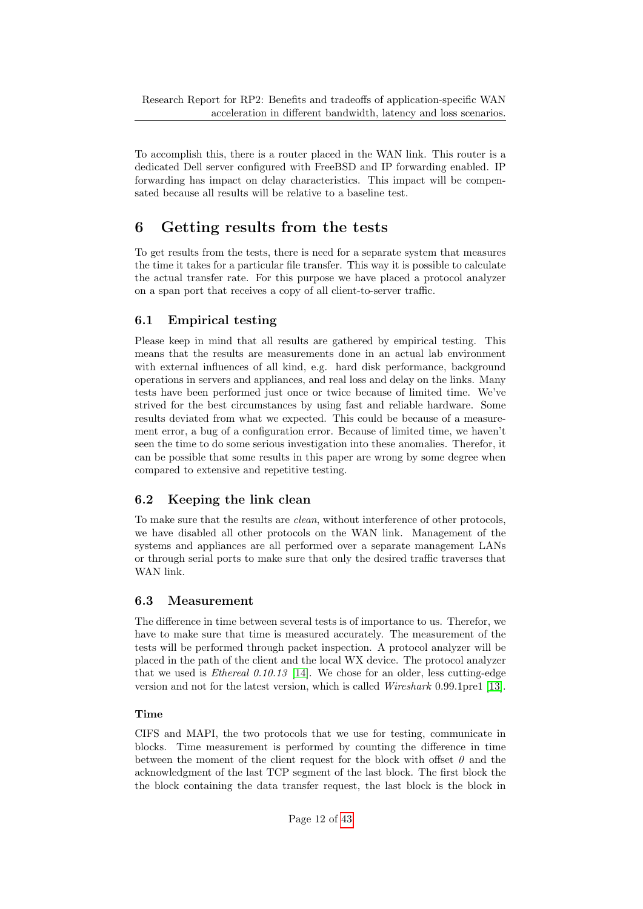To accomplish this, there is a router placed in the WAN link. This router is a dedicated Dell server configured with FreeBSD and IP forwarding enabled. IP forwarding has impact on delay characteristics. This impact will be compensated because all results will be relative to a baseline test.

# 6 Getting results from the tests

To get results from the tests, there is need for a separate system that measures the time it takes for a particular file transfer. This way it is possible to calculate the actual transfer rate. For this purpose we have placed a protocol analyzer on a span port that receives a copy of all client-to-server traffic.

## 6.1 Empirical testing

Please keep in mind that all results are gathered by empirical testing. This means that the results are measurements done in an actual lab environment with external influences of all kind, e.g. hard disk performance, background operations in servers and appliances, and real loss and delay on the links. Many tests have been performed just once or twice because of limited time. We've strived for the best circumstances by using fast and reliable hardware. Some results deviated from what we expected. This could be because of a measurement error, a bug of a configuration error. Because of limited time, we haven't seen the time to do some serious investigation into these anomalies. Therefor, it can be possible that some results in this paper are wrong by some degree when compared to extensive and repetitive testing.

## 6.2 Keeping the link clean

To make sure that the results are *clean*, without interference of other protocols, we have disabled all other protocols on the WAN link. Management of the systems and appliances are all performed over a separate management LANs or through serial ports to make sure that only the desired traffic traverses that WAN link.

## 6.3 Measurement

The difference in time between several tests is of importance to us. Therefor, we have to make sure that time is measured accurately. The measurement of the tests will be performed through packet inspection. A protocol analyzer will be placed in the path of the client and the local WX device. The protocol analyzer that we used is *Ethereal 0.10.13* [14]. We chose for an older, less cutting-edge version and not for the latest version, which is called *Wireshark* 0.99.1pre1 [13].

#### Time

CIFS and MAPI, the two protocols that we use for testing, communicate in blocks. Time measurement is performed by counting the difference in time between the moment of the client request for the block with offset *0* and the acknowledgment of the last TCP segment of the last block. The first block the the block containing the data transfer request, the last block is the block in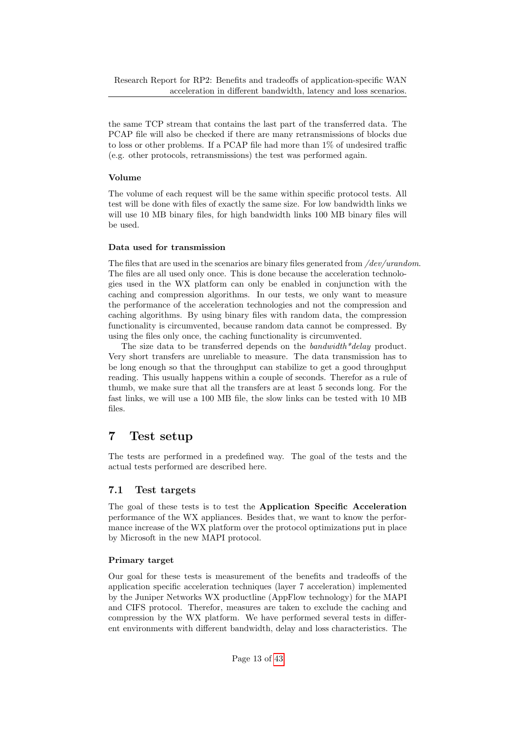the same TCP stream that contains the last part of the transferred data. The PCAP file will also be checked if there are many retransmissions of blocks due to loss or other problems. If a PCAP file had more than 1% of undesired traffic (e.g. other protocols, retransmissions) the test was performed again.

#### Volume

The volume of each request will be the same within specific protocol tests. All test will be done with files of exactly the same size. For low bandwidth links we will use 10 MB binary files, for high bandwidth links 100 MB binary files will be used.

#### Data used for transmission

The files that are used in the scenarios are binary files generated from */dev/urandom*. The files are all used only once. This is done because the acceleration technologies used in the WX platform can only be enabled in conjunction with the caching and compression algorithms. In our tests, we only want to measure the performance of the acceleration technologies and not the compression and caching algorithms. By using binary files with random data, the compression functionality is circumvented, because random data cannot be compressed. By using the files only once, the caching functionality is circumvented.

The size data to be transferred depends on the *bandwidth*delay* product. Very short transfers are unreliable to measure. The data transmission has to be long enough so that the throughput can stabilize to get a good throughput reading. This usually happens within a couple of seconds. Therefor as a rule of thumb, we make sure that all the transfers are at least 5 seconds long. For the fast links, we will use a 100 MB file, the slow links can be tested with 10 MB files.

# 7 Test setup

The tests are performed in a predefined way. The goal of the tests and the actual tests performed are described here.

## 7.1 Test targets

The goal of these tests is to test the **Application Specific Acceleration** performance of the WX appliances. Besides that, we want to know the performance increase of the WX platform over the protocol optimizations put in place by Microsoft in the new MAPI protocol.

#### Primary target

Our goal for these tests is measurement of the benefits and tradeoffs of the application specific acceleration techniques (layer 7 acceleration) implemented by the Juniper Networks WX productline (AppFlow technology) for the MAPI and CIFS protocol. Therefor, measures are taken to exclude the caching and compression by the WX platform. We have performed several tests in different environments with different bandwidth, delay and loss characteristics. The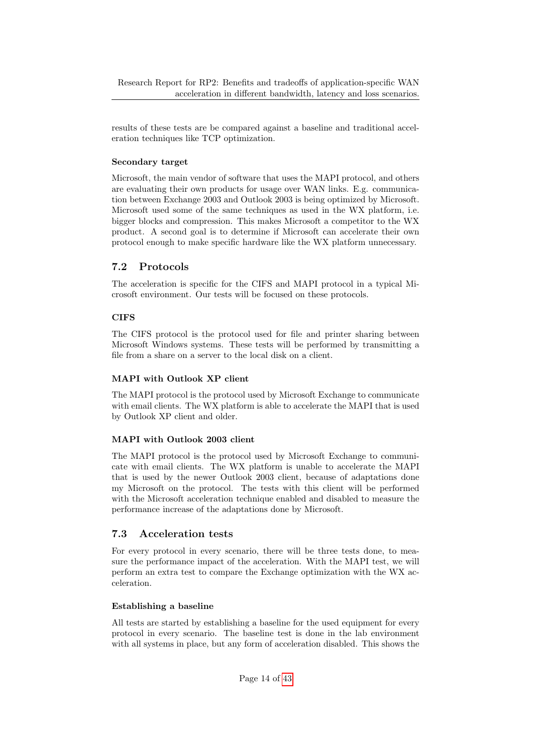results of these tests are be compared against a baseline and traditional acceleration techniques like TCP optimization.

#### Secondary target

Microsoft, the main vendor of software that uses the MAPI protocol, and others are evaluating their own products for usage over WAN links. E.g. communication between Exchange 2003 and Outlook 2003 is being optimized by Microsoft. Microsoft used some of the same techniques as used in the WX platform, i.e. bigger blocks and compression. This makes Microsoft a competitor to the WX product. A second goal is to determine if Microsoft can accelerate their own protocol enough to make specific hardware like the WX platform unnecessary.

## 7.2 Protocols

The acceleration is specific for the CIFS and MAPI protocol in a typical Microsoft environment. Our tests will be focused on these protocols.

#### CIFS

The CIFS protocol is the protocol used for file and printer sharing between Microsoft Windows systems. These tests will be performed by transmitting a file from a share on a server to the local disk on a client.

#### MAPI with Outlook XP client

The MAPI protocol is the protocol used by Microsoft Exchange to communicate with email clients. The WX platform is able to accelerate the MAPI that is used by Outlook XP client and older.

#### MAPI with Outlook 2003 client

The MAPI protocol is the protocol used by Microsoft Exchange to communicate with email clients. The WX platform is unable to accelerate the MAPI that is used by the newer Outlook 2003 client, because of adaptations done my Microsoft on the protocol. The tests with this client will be performed with the Microsoft acceleration technique enabled and disabled to measure the performance increase of the adaptations done by Microsoft.

## 7.3 Acceleration tests

For every protocol in every scenario, there will be three tests done, to measure the performance impact of the acceleration. With the MAPI test, we will perform an extra test to compare the Exchange optimization with the WX acceleration.

#### Establishing a baseline

All tests are started by establishing a baseline for the used equipment for every protocol in every scenario. The baseline test is done in the lab environment with all systems in place, but any form of acceleration disabled. This shows the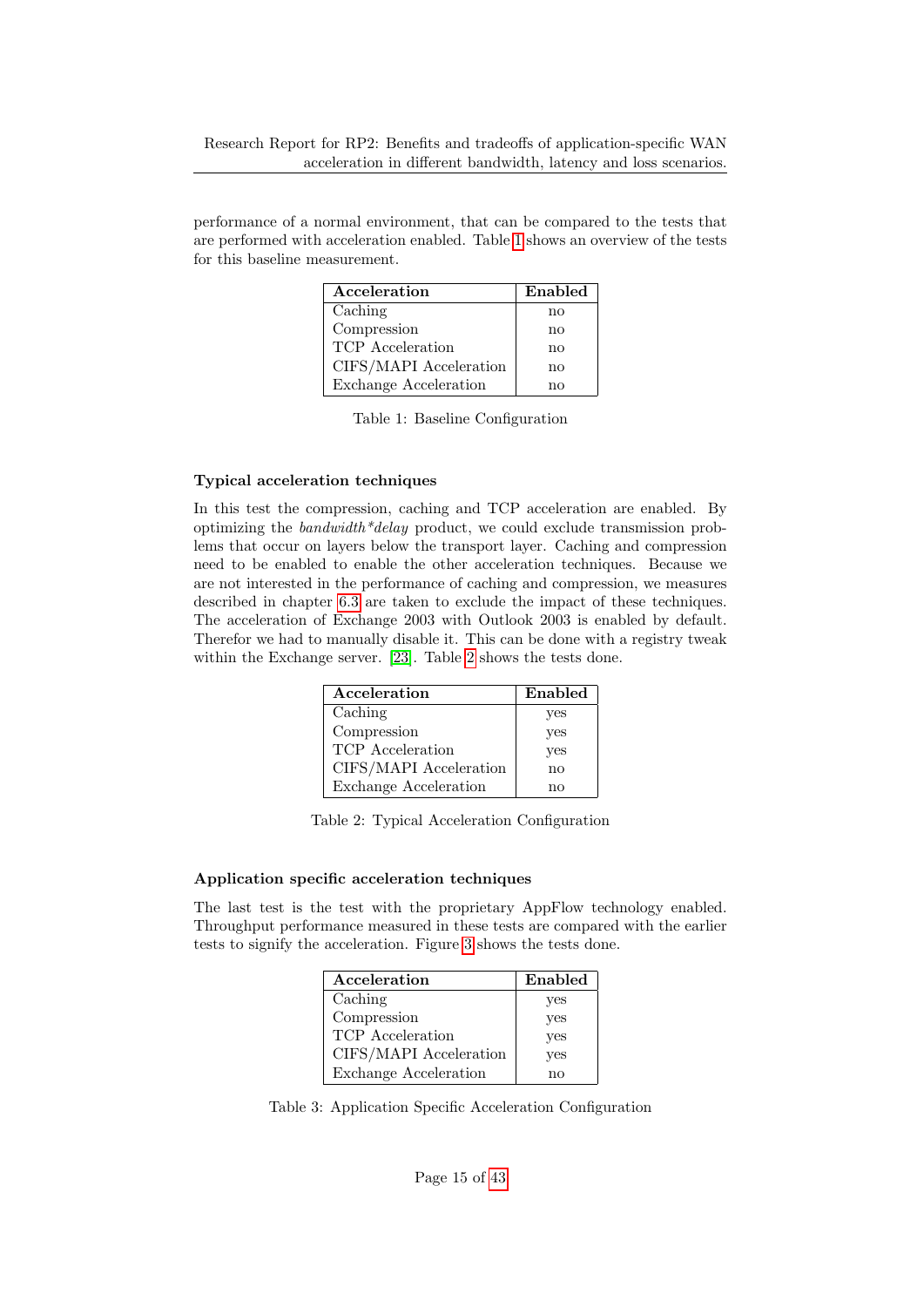performance of a normal environment, that can be compared to the tests that are performed with acceleration enabled. Table 1 shows an overview of the tests for this baseline measurement.

| Acceleration | Enabled |
|---|---|
| Caching | no |
| Compression | no |
| TCP Acceleration | no |
| CIFS/MAPI Acceleration | no |
| Exchange Acceleration | no |

Table 1: Baseline Configuration

#### Typical acceleration techniques

In this test the compression, caching and TCP acceleration are enabled. By optimizing the *bandwidth\*delay* product, we could exclude transmission problems that occur on layers below the transport layer. Caching and compression need to be enabled to enable the other acceleration techniques. Because we are not interested in the performance of caching and compression, we measures described in chapter 6.3 are taken to exclude the impact of these techniques. The acceleration of Exchange 2003 with Outlook 2003 is enabled by default. Therefor we had to manually disable it. This can be done with a registry tweak within the Exchange server. [23]. Table 2 shows the tests done.

| Acceleration | Enabled |
|---|---|
| Caching | yes |
| Compression | yes |
| TCP Acceleration | yes |
| CIFS/MAPI Acceleration | no |
| Exchange Acceleration | no |

Table 2: Typical Acceleration Configuration

#### Application specific acceleration techniques

The last test is the test with the proprietary AppFlow technology enabled. Throughput performance measured in these tests are compared with the earlier tests to signify the acceleration. Figure 3 shows the tests done.

| Acceleration | Enabled |
|---|---|
| Caching | yes |
| Compression | yes |
| TCP Acceleration | yes |
| CIFS/MAPI Acceleration | yes |
| Exchange Acceleration | no |

Table 3: Application Specific Acceleration Configuration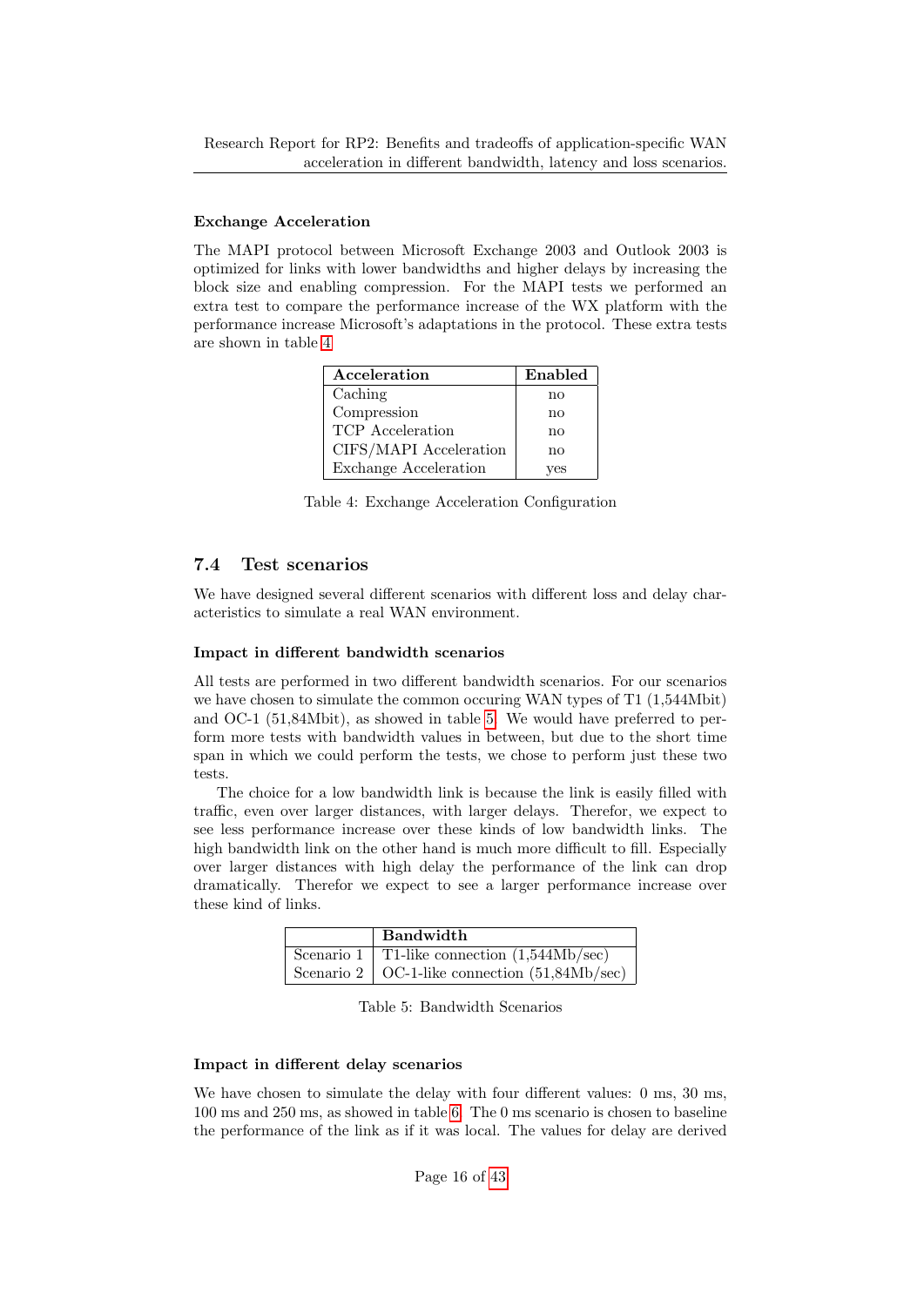#### Exchange Acceleration

The MAPI protocol between Microsoft Exchange 2003 and Outlook 2003 is optimized for links with lower bandwidths and higher delays by increasing the block size and enabling compression. For the MAPI tests we performed an extra test to compare the performance increase of the WX platform with the performance increase Microsoft's adaptations in the protocol. These extra tests are shown in table 4

| Acceleration | Enabled |
|---|---|
| Caching | no |
| Compression | no |
| TCP Acceleration | no |
| CIFS/MAPI Acceleration | no |
| Exchange Acceleration | yes |

Table 4: Exchange Acceleration Configuration

## 7.4 Test scenarios

We have designed several different scenarios with different loss and delay characteristics to simulate a real WAN environment.

#### Impact in different bandwidth scenarios

All tests are performed in two different bandwidth scenarios. For our scenarios we have chosen to simulate the common occuring WAN types of T1 (1,544Mbit) and OC-1 (51,84Mbit), as showed in table 5. We would have preferred to perform more tests with bandwidth values in between, but due to the short time span in which we could perform the tests, we chose to perform just these two tests.

The choice for a low bandwidth link is because the link is easily filled with traffic, even over larger distances, with larger delays. Therefor, we expect to see less performance increase over these kinds of low bandwidth links. The high bandwidth link on the other hand is much more difficult to fill. Especially over larger distances with high delay the performance of the link can drop dramatically. Therefor we expect to see a larger performance increase over these kind of links.

| | Bandwidth |
|---|---|
| Scenario 1 | T1-like connection (1,544Mb/sec) |
| Scenario 2 | OC-1-like connection (51,84Mb/sec) |

Table 5: Bandwidth Scenarios

#### Impact in different delay scenarios

We have chosen to simulate the delay with four different values: 0 ms, 30 ms, 100 ms and 250 ms, as showed in table 6. The 0 ms scenario is chosen to baseline the performance of the link as if it was local. The values for delay are derived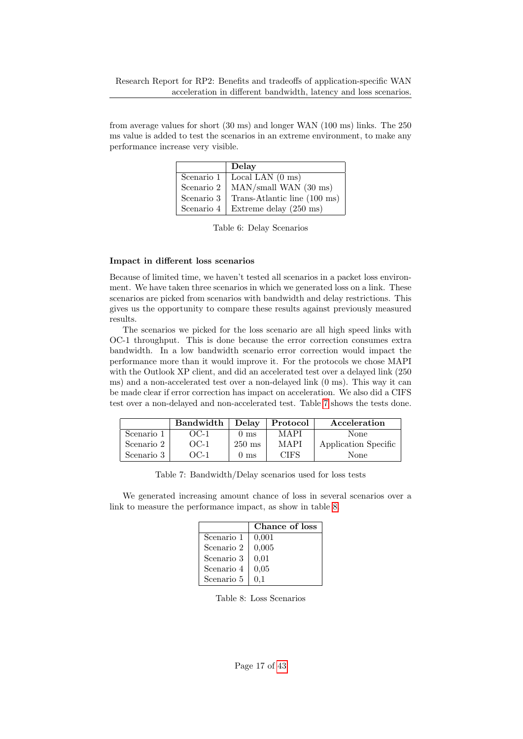from average values for short (30 ms) and longer WAN (100 ms) links. The 250 ms value is added to test the scenarios in an extreme environment, to make any performance increase very visible.

| | Delay |
|---|---|
| Scenario 1 | Local LAN (0 ms) |
| Scenario 2 | MAN/small WAN (30 ms) |
| Scenario 3 | Trans-Atlantic line (100 ms) |
| Scenario 4 | Extreme delay (250 ms) |

Table 6: Delay Scenarios

#### Impact in different loss scenarios

Because of limited time, we haven't tested all scenarios in a packet loss environment. We have taken three scenarios in which we generated loss on a link. These scenarios are picked from scenarios with bandwidth and delay restrictions. This gives us the opportunity to compare these results against previously measured results.

The scenarios we picked for the loss scenario are all high speed links with OC-1 throughput. This is done because the error correction consumes extra bandwidth. In a low bandwidth scenario error correction would impact the performance more than it would improve it. For the protocols we chose MAPI with the Outlook XP client, and did an accelerated test over a delayed link (250 ms) and a non-accelerated test over a non-delayed link (0 ms). This way it can be made clear if error correction has impact on acceleration. We also did a CIFS test over a non-delayed and non-accelerated test. Table 7 shows the tests done.

| | Bandwidth | Delay | Protocol | Acceleration |
|---|---|---|---|---|
| Scenario 1 | OC-1 | 0 ms | MAPI | None |
| Scenario 2 | OC-1 | 250 ms | MAPI | Application Specific |
| Scenario 3 | OC-1 | 0 ms | CIFS | None |

Table 7: Bandwidth/Delay scenarios used for loss tests

We generated increasing amount chance of loss in several scenarios over a link to measure the performance impact, as show in table 8.

| | Chance of loss |
|---|---|
| Scenario 1 | 0,001 |
| Scenario 2 | 0,005 |
| Scenario 3 | 0,01 |
| Scenario 4 | 0,05 |
| Scenario 5 | 0,1 |

Table 8: Loss Scenarios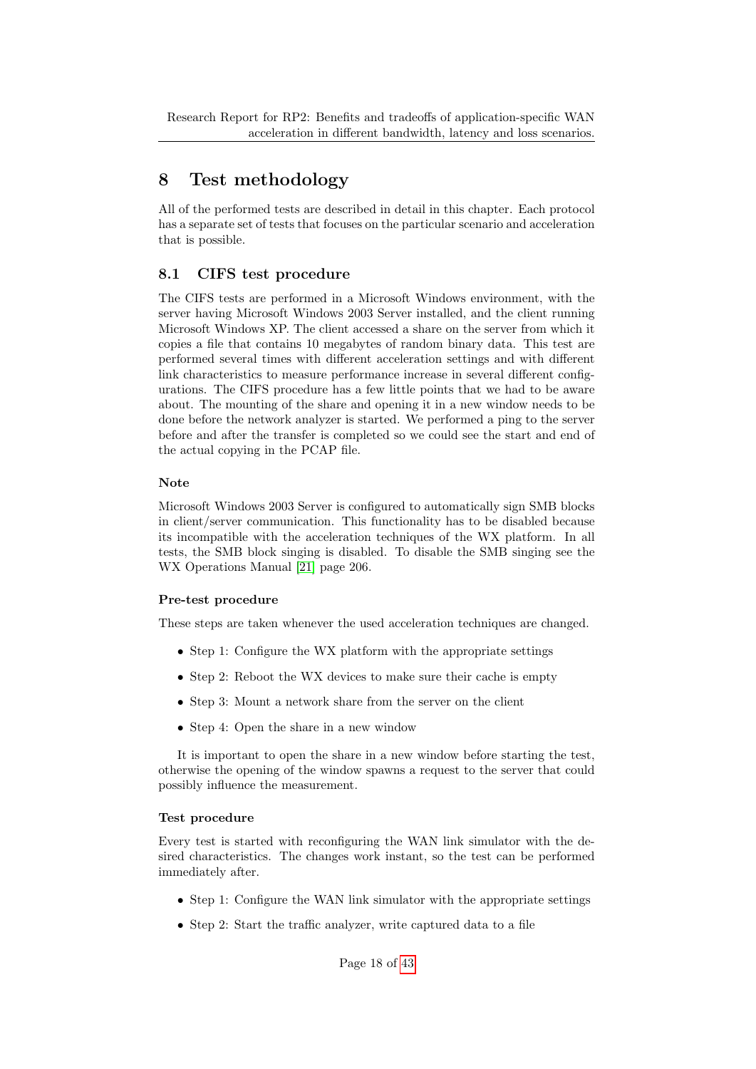# 8 Test methodology

All of the performed tests are described in detail in this chapter. Each protocol has a separate set of tests that focuses on the particular scenario and acceleration that is possible.

## 8.1 CIFS test procedure

The CIFS tests are performed in a Microsoft Windows environment, with the server having Microsoft Windows 2003 Server installed, and the client running Microsoft Windows XP. The client accessed a share on the server from which it copies a file that contains 10 megabytes of random binary data. This test are performed several times with different acceleration settings and with different link characteristics to measure performance increase in several different configurations. The CIFS procedure has a few little points that we had to be aware about. The mounting of the share and opening it in a new window needs to be done before the network analyzer is started. We performed a ping to the server before and after the transfer is completed so we could see the start and end of the actual copying in the PCAP file.

#### Note

Microsoft Windows 2003 Server is configured to automatically sign SMB blocks in client/server communication. This functionality has to be disabled because its incompatible with the acceleration techniques of the WX platform. In all tests, the SMB block singing is disabled. To disable the SMB singing see the WX Operations Manual [21] page 206.

#### Pre-test procedure

These steps are taken whenever the used acceleration techniques are changed.

- Step 1: Configure the WX platform with the appropriate settings
- Step 2: Reboot the WX devices to make sure their cache is empty
- Step 3: Mount a network share from the server on the client
- Step 4: Open the share in a new window

It is important to open the share in a new window before starting the test, otherwise the opening of the window spawns a request to the server that could possibly influence the measurement.

#### Test procedure

Every test is started with reconfiguring the WAN link simulator with the desired characteristics. The changes work instant, so the test can be performed immediately after.

- Step 1: Configure the WAN link simulator with the appropriate settings
- Step 2: Start the traffic analyzer, write captured data to a file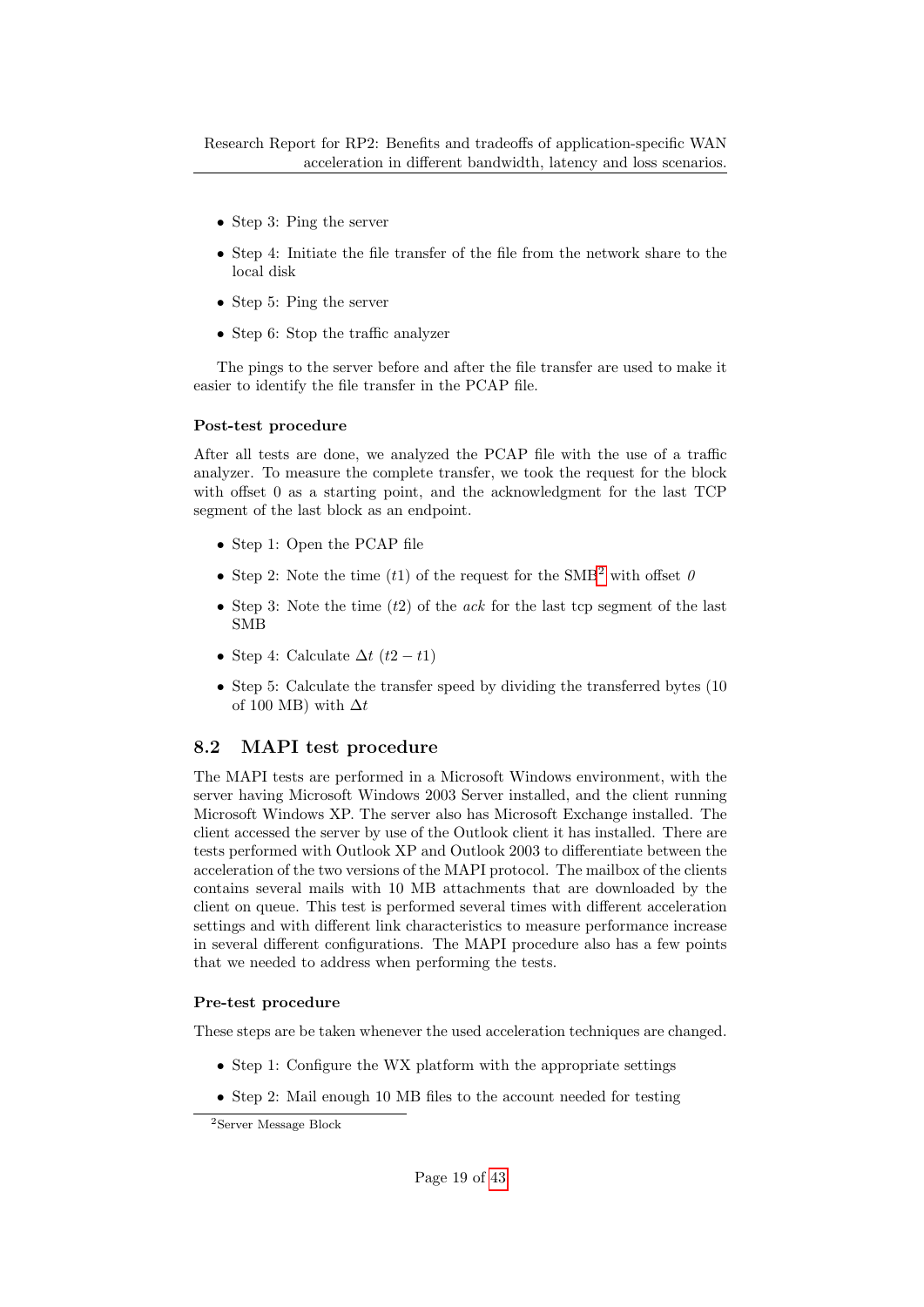- Step 3: Ping the server
- Step 4: Initiate the file transfer of the file from the network share to the local disk
- Step 5: Ping the server
- Step 6: Stop the traffic analyzer

The pings to the server before and after the file transfer are used to make it easier to identify the file transfer in the PCAP file.

**Post-test procedure**

After all tests are done, we analyzed the PCAP file with the use of a traffic analyzer. To measure the complete transfer, we took the request for the block with offset 0 as a starting point, and the acknowledgment for the last TCP segment of the last block as an endpoint.

- Step 1: Open the PCAP file
- Step 2: Note the time ($t1$) of the request for the SMB[2] with offset *0*
- Step 3: Note the time ($t2$) of the *ack* for the last tcp segment of the last SMB
- Step 4: Calculate $\Delta t$ ($t2 - t1$)
- Step 5: Calculate the transfer speed by dividing the transferred bytes (10 of 100 MB) with $\Delta t$

## 8.2 MAPI test procedure

The MAPI tests are performed in a Microsoft Windows environment, with the server having Microsoft Windows 2003 Server installed, and the client running Microsoft Windows XP. The server also has Microsoft Exchange installed. The client accessed the server by use of the Outlook client it has installed. There are tests performed with Outlook XP and Outlook 2003 to differentiate between the acceleration of the two versions of the MAPI protocol. The mailbox of the clients contains several mails with 10 MB attachments that are downloaded by the client on queue. This test is performed several times with different acceleration settings and with different link characteristics to measure performance increase in several different configurations. The MAPI procedure also has a few points that we needed to address when performing the tests.

**Pre-test procedure**

These steps are be taken whenever the used acceleration techniques are changed.

- Step 1: Configure the WX platform with the appropriate settings
- Step 2: Mail enough 10 MB files to the account needed for testing

[2] Server Message Block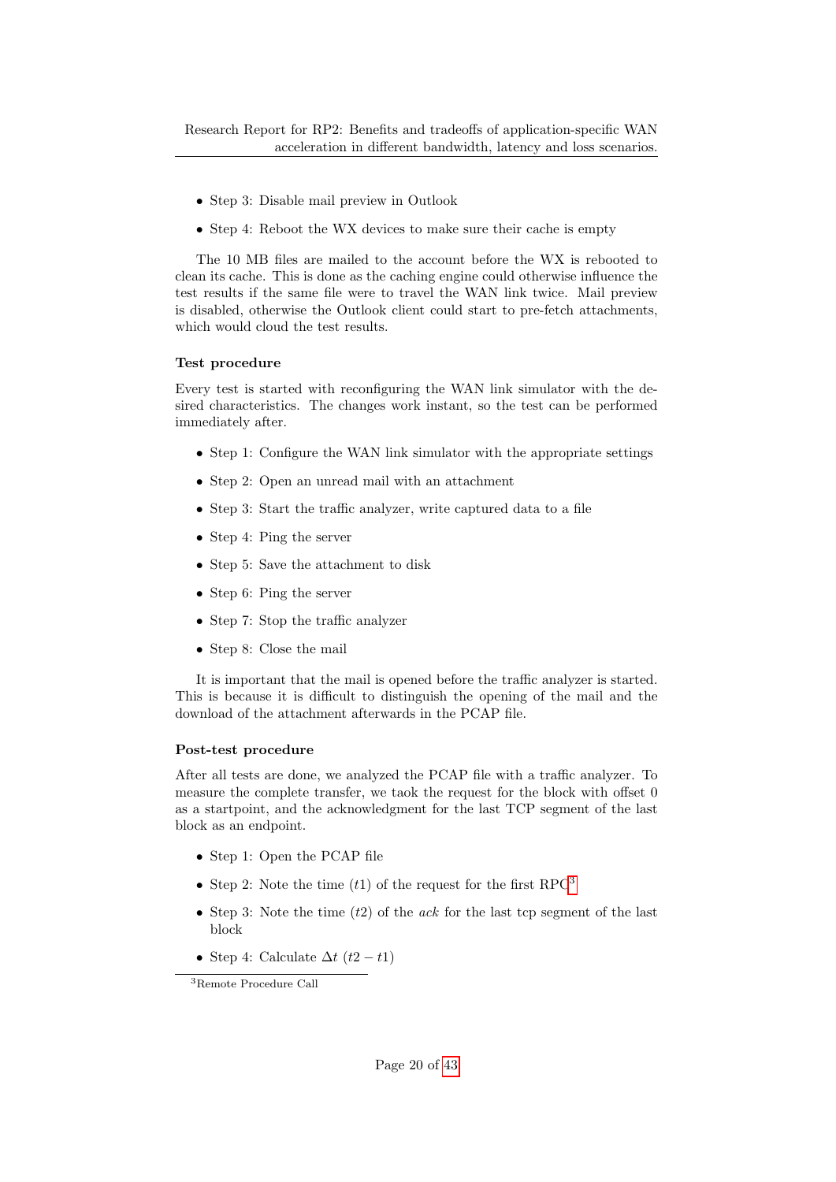- Step 3: Disable mail preview in Outlook
- Step 4: Reboot the WX devices to make sure their cache is empty

The 10 MB files are mailed to the account before the WX is rebooted to clean its cache. This is done as the caching engine could otherwise influence the test results if the same file were to travel the WAN link twice. Mail preview is disabled, otherwise the Outlook client could start to pre-fetch attachments, which would cloud the test results.

**Test procedure**

Every test is started with reconfiguring the WAN link simulator with the desired characteristics. The changes work instant, so the test can be performed immediately after.

- Step 1: Configure the WAN link simulator with the appropriate settings
- Step 2: Open an unread mail with an attachment
- Step 3: Start the traffic analyzer, write captured data to a file
- Step 4: Ping the server
- Step 5: Save the attachment to disk
- Step 6: Ping the server
- Step 7: Stop the traffic analyzer
- Step 8: Close the mail

It is important that the mail is opened before the traffic analyzer is started. This is because it is difficult to distinguish the opening of the mail and the download of the attachment afterwards in the PCAP file.

**Post-test procedure**

After all tests are done, we analyzed the PCAP file with a traffic analyzer. To measure the complete transfer, we taok the request for the block with offset 0 as a startpoint, and the acknowledgment for the last TCP segment of the last block as an endpoint.

- Step 1: Open the PCAP file
- Step 2: Note the time ($t1$) of the request for the first RPC[3]
- Step 3: Note the time ($t2$) of the *ack* for the last tcp segment of the last block
- Step 4: Calculate $\Delta t$ ($t2 - t1$)

[3]Remote Procedure Call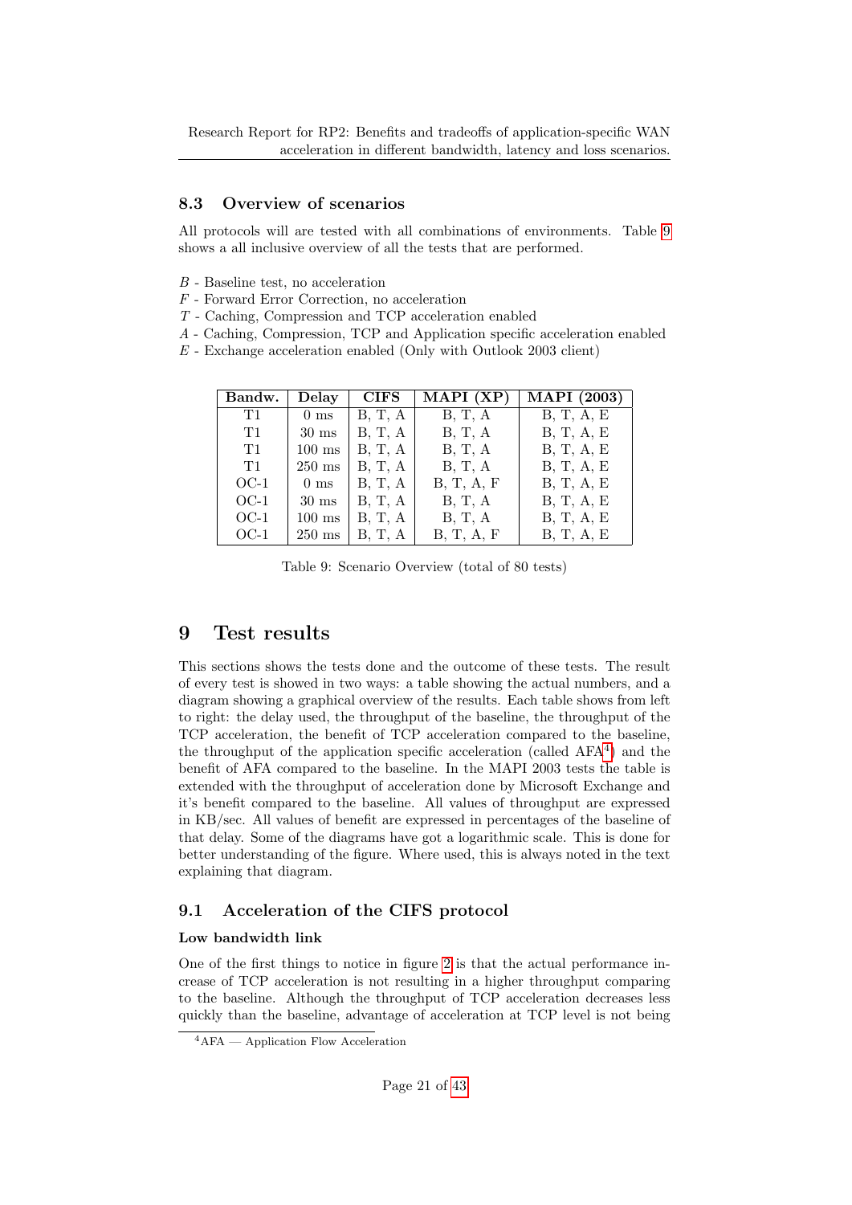### 8.3 Overview of scenarios

All protocols will are tested with all combinations of environments. Table 9 shows a all inclusive overview of all the tests that are performed.

*B* - Baseline test, no acceleration
*F* - Forward Error Correction, no acceleration
*T* - Caching, Compression and TCP acceleration enabled
*A* - Caching, Compression, TCP and Application specific acceleration enabled
*E* - Exchange acceleration enabled (Only with Outlook 2003 client)

| Bandw. | Delay | CIFS | MAPI (XP) | MAPI (2003) |
|---|---|---|---|---|
| T1 | 0 ms | B, T, A | B, T, A | B, T, A, E |
| T1 | 30 ms | B, T, A | B, T, A | B, T, A, E |
| T1 | 100 ms | B, T, A | B, T, A | B, T, A, E |
| T1 | 250 ms | B, T, A | B, T, A | B, T, A, E |
| OC-1 | 0 ms | B, T, A | B, T, A, F | B, T, A, E |
| OC-1 | 30 ms | B, T, A | B, T, A | B, T, A, E |
| OC-1 | 100 ms | B, T, A | B, T, A | B, T, A, E |
| OC-1 | 250 ms | B, T, A | B, T, A, F | B, T, A, E |

Table 9: Scenario Overview (total of 80 tests)

## 9 Test results

This sections shows the tests done and the outcome of these tests. The result of every test is showed in two ways: a table showing the actual numbers, and a diagram showing a graphical overview of the results. Each table shows from left to right: the delay used, the throughput of the baseline, the throughput of the TCP acceleration, the benefit of TCP acceleration compared to the baseline, the throughput of the application specific acceleration (called AFA[4]) and the benefit of AFA compared to the baseline. In the MAPI 2003 tests the table is extended with the throughput of acceleration done by Microsoft Exchange and it's benefit compared to the baseline. All values of throughput are expressed in KB/sec. All values of benefit are expressed in percentages of the baseline of that delay. Some of the diagrams have got a logarithmic scale. This is done for better understanding of the figure. Where used, this is always noted in the text explaining that diagram.

### 9.1 Acceleration of the CIFS protocol

**Low bandwidth link**

One of the first things to notice in figure 2 is that the actual performance increase of TCP acceleration is not resulting in a higher throughput comparing to the baseline. Although the throughput of TCP acceleration decreases less quickly than the baseline, advantage of acceleration at TCP level is not being

[4] AFA — Application Flow Acceleration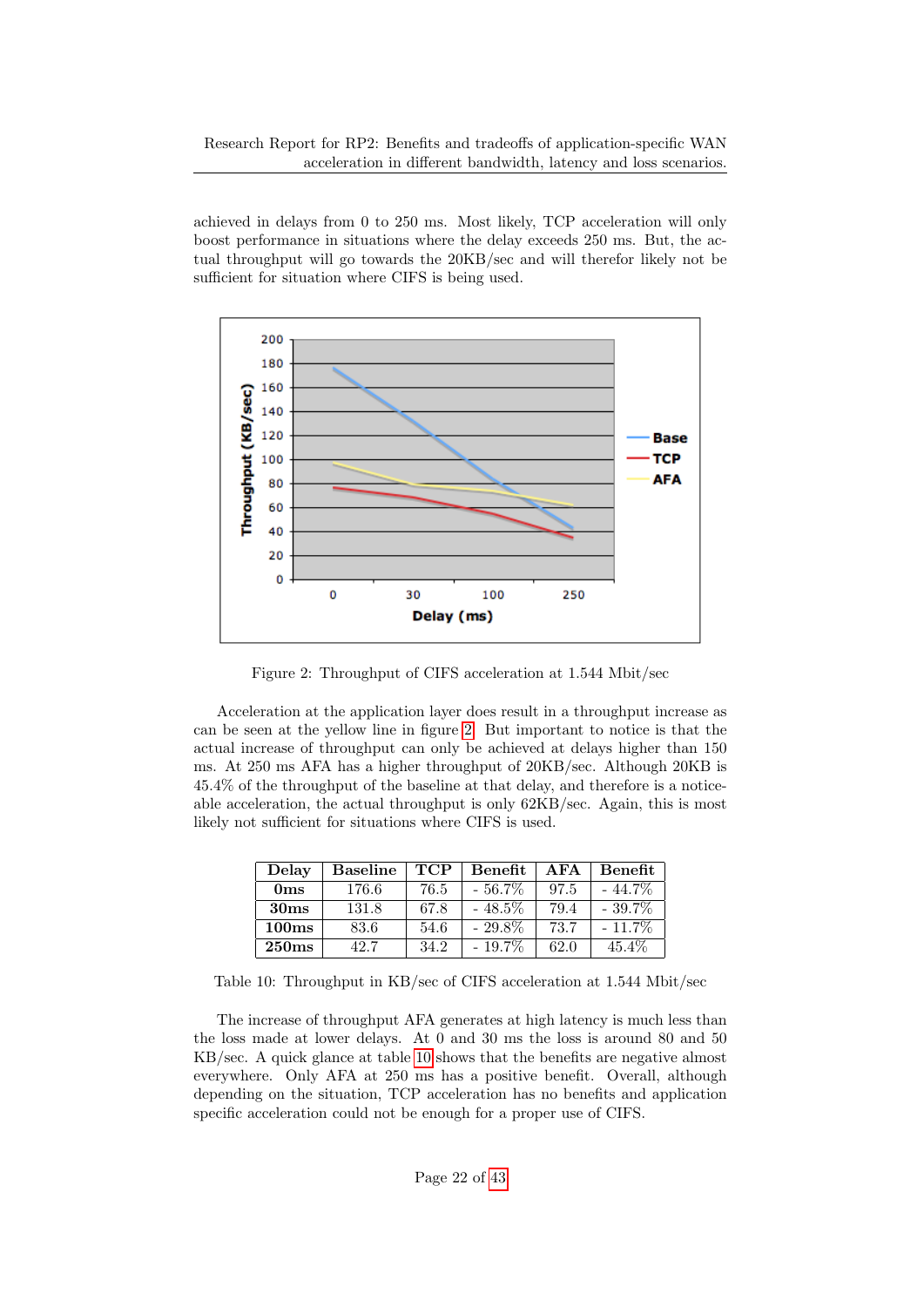achieved in delays from 0 to 250 ms. Most likely, TCP acceleration will only boost performance in situations where the delay exceeds 250 ms. But, the actual throughput will go towards the 20KB/sec and will therefor likely not be sufficient for situation where CIFS is being used.

Figure 2: Throughput of CIFS acceleration at 1.544 Mbit/sec

Acceleration at the application layer does result in a throughput increase as can be seen at the yellow line in figure 2. But important to notice is that the actual increase of throughput can only be achieved at delays higher than 150 ms. At 250 ms AFA has a higher throughput of 20KB/sec. Although 20KB is 45.4% of the throughput of the baseline at that delay, and therefore is a noticeable acceleration, the actual throughput is only 62KB/sec. Again, this is most likely not sufficient for situations where CIFS is used.

| Delay | Baseline | TCP | Benefit | AFA | Benefit |
|---|---|---|---|---|---|
| **0ms** | 176.6 | 76.5 | - 56.7% | 97.5 | - 44.7% |
| **30ms** | 131.8 | 67.8 | - 48.5% | 79.4 | - 39.7% |
| **100ms** | 83.6 | 54.6 | - 29.8% | 73.7 | - 11.7% |
| **250ms** | 42.7 | 34.2 | - 19.7% | 62.0 | 45.4% |

Table 10: Throughput in KB/sec of CIFS acceleration at 1.544 Mbit/sec

The increase of throughput AFA generates at high latency is much less than the loss made at lower delays. At 0 and 30 ms the loss is around 80 and 50 KB/sec. A quick glance at table 10 shows that the benefits are negative almost everywhere. Only AFA at 250 ms has a positive benefit. Overall, although depending on the situation, TCP acceleration has no benefits and application specific acceleration could not be enough for a proper use of CIFS.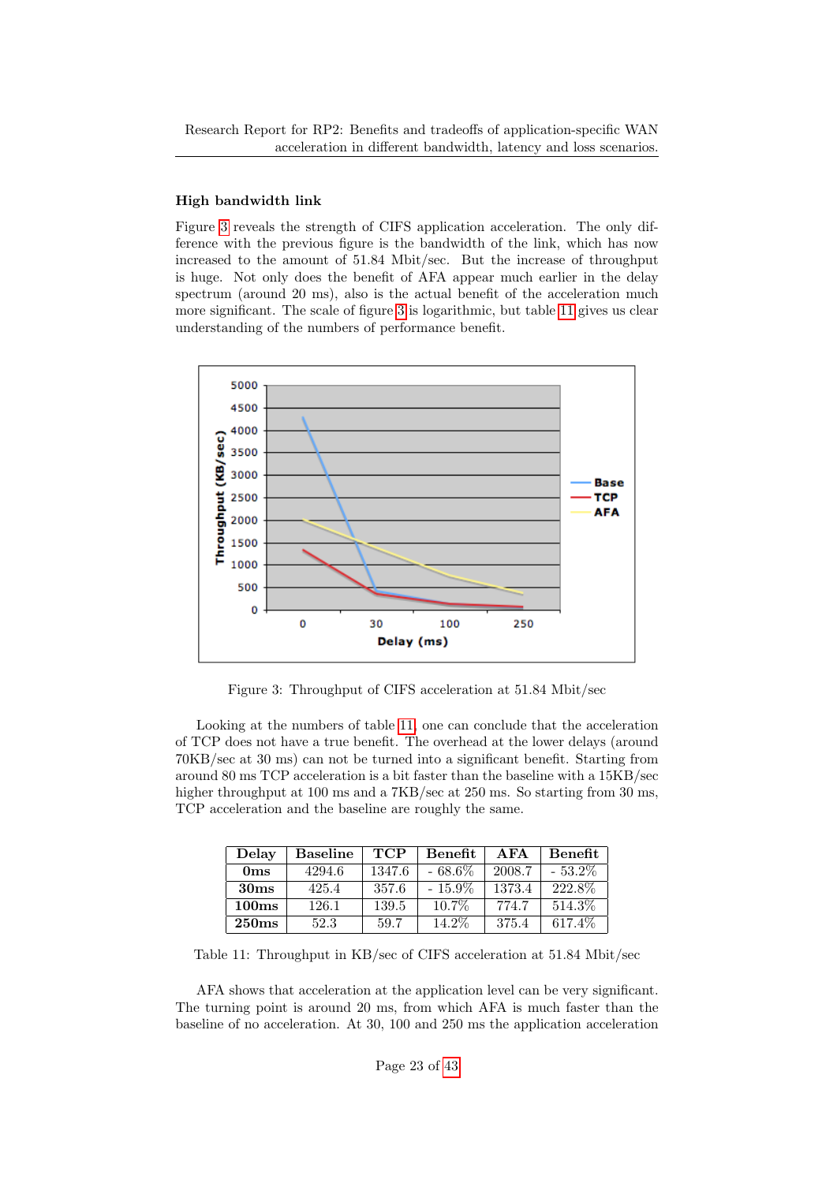### High bandwidth link

Figure 3 reveals the strength of CIFS application acceleration. The only difference with the previous figure is the bandwidth of the link, which has now increased to the amount of 51.84 Mbit/sec. But the increase of throughput is huge. Not only does the benefit of AFA appear much earlier in the delay spectrum (around 20 ms), also is the actual benefit of the acceleration much more significant. The scale of figure 3 is logarithmic, but table 11 gives us clear understanding of the numbers of performance benefit.

Figure 3: Throughput of CIFS acceleration at 51.84 Mbit/sec

Looking at the numbers of table 11, one can conclude that the acceleration of TCP does not have a true benefit. The overhead at the lower delays (around 70KB/sec at 30 ms) can not be turned into a significant benefit. Starting from around 80 ms TCP acceleration is a bit faster than the baseline with a 15KB/sec higher throughput at 100 ms and a 7KB/sec at 250 ms. So starting from 30 ms, TCP acceleration and the baseline are roughly the same.

| Delay | Baseline | TCP | Benefit | AFA | Benefit |
|---|---|---|---|---|---|
| **0ms** | 4294.6 | 1347.6 | - 68.6% | 2008.7 | - 53.2% |
| **30ms** | 425.4 | 357.6 | - 15.9% | 1373.4 | 222.8% |
| **100ms** | 126.1 | 139.5 | 10.7% | 774.7 | 514.3% |
| **250ms** | 52.3 | 59.7 | 14.2% | 375.4 | 617.4% |

Table 11: Throughput in KB/sec of CIFS acceleration at 51.84 Mbit/sec

AFA shows that acceleration at the application level can be very significant. The turning point is around 20 ms, from which AFA is much faster than the baseline of no acceleration. At 30, 100 and 250 ms the application acceleration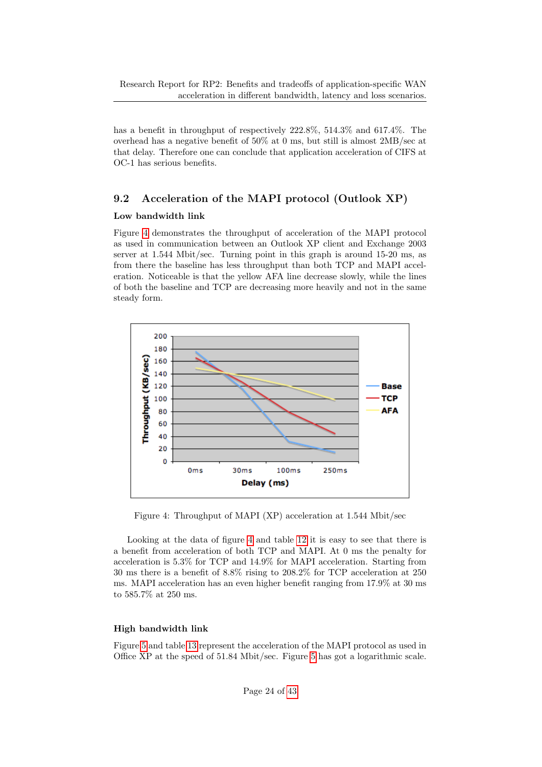has a benefit in throughput of respectively 222.8%, 514.3% and 617.4%. The overhead has a negative benefit of 50% at 0 ms, but still is almost 2MB/sec at that delay. Therefore one can conclude that application acceleration of CIFS at OC-1 has serious benefits.

## 9.2 Acceleration of the MAPI protocol (Outlook XP)

### Low bandwidth link

Figure 4 demonstrates the throughput of acceleration of the MAPI protocol as used in communication between an Outlook XP client and Exchange 2003 server at 1.544 Mbit/sec. Turning point in this graph is around 15-20 ms, as from there the baseline has less throughput than both TCP and MAPI acceleration. Noticeable is that the yellow AFA line decrease slowly, while the lines of both the baseline and TCP are decreasing more heavily and not in the same steady form.

Figure 4: Throughput of MAPI (XP) acceleration at 1.544 Mbit/sec

Looking at the data of figure 4 and table 12 it is easy to see that there is a benefit from acceleration of both TCP and MAPI. At 0 ms the penalty for acceleration is 5.3% for TCP and 14.9% for MAPI acceleration. Starting from 30 ms there is a benefit of 8.8% rising to 208.2% for TCP acceleration at 250 ms. MAPI acceleration has an even higher benefit ranging from 17.9% at 30 ms to 585.7% at 250 ms.

### High bandwidth link

Figure 5 and table 13 represent the acceleration of the MAPI protocol as used in Office XP at the speed of 51.84 Mbit/sec. Figure 5 has got a logarithmic scale.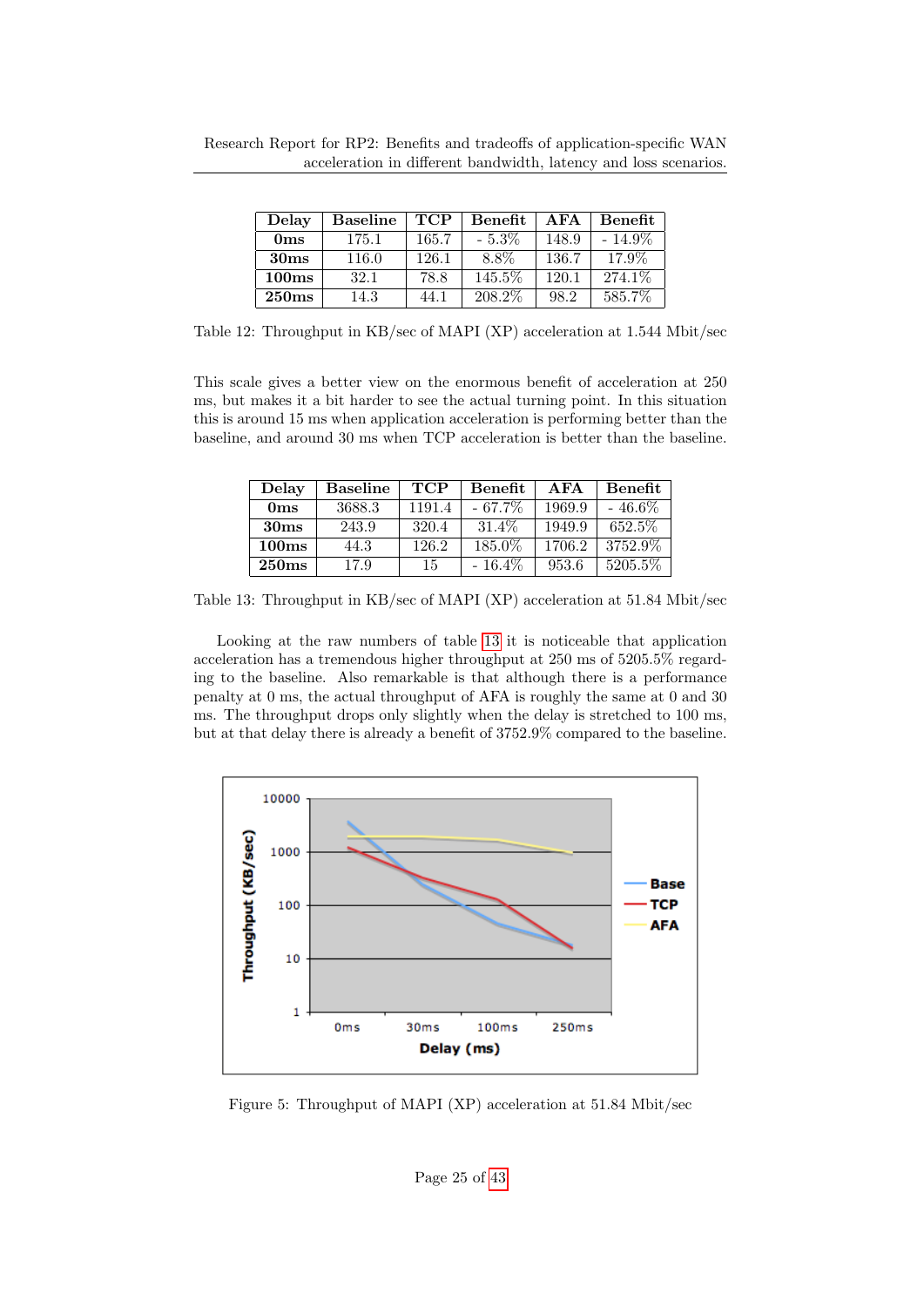| Delay | Baseline | TCP | Benefit | AFA | Benefit |
|---|---|---|---|---|---|
| **0ms** | 175.1 | 165.7 | - 5.3% | 148.9 | - 14.9% |
| **30ms** | 116.0 | 126.1 | 8.8% | 136.7 | 17.9% |
| **100ms** | 32.1 | 78.8 | 145.5% | 120.1 | 274.1% |
| **250ms** | 14.3 | 44.1 | 208.2% | 98.2 | 585.7% |

Table 12: Throughput in KB/sec of MAPI (XP) acceleration at 1.544 Mbit/sec

This scale gives a better view on the enormous benefit of acceleration at 250 ms, but makes it a bit harder to see the actual turning point. In this situation this is around 15 ms when application acceleration is performing better than the baseline, and around 30 ms when TCP acceleration is better than the baseline.

| Delay | Baseline | TCP | Benefit | AFA | Benefit |
|---|---|---|---|---|---|
| **0ms** | 3688.3 | 1191.4 | - 67.7% | 1969.9 | - 46.6% |
| **30ms** | 243.9 | 320.4 | 31.4% | 1949.9 | 652.5% |
| **100ms** | 44.3 | 126.2 | 185.0% | 1706.2 | 3752.9% |
| **250ms** | 17.9 | 15 | - 16.4% | 953.6 | 5205.5% |

Table 13: Throughput in KB/sec of MAPI (XP) acceleration at 51.84 Mbit/sec

Looking at the raw numbers of table 13 it is noticeable that application acceleration has a tremendous higher throughput at 250 ms of 5205.5% regarding to the baseline. Also remarkable is that although there is a performance penalty at 0 ms, the actual throughput of AFA is roughly the same at 0 and 30 ms. The throughput drops only slightly when the delay is stretched to 100 ms, but at that delay there is already a benefit of 3752.9% compared to the baseline.

Figure 5: Throughput of MAPI (XP) acceleration at 51.84 Mbit/sec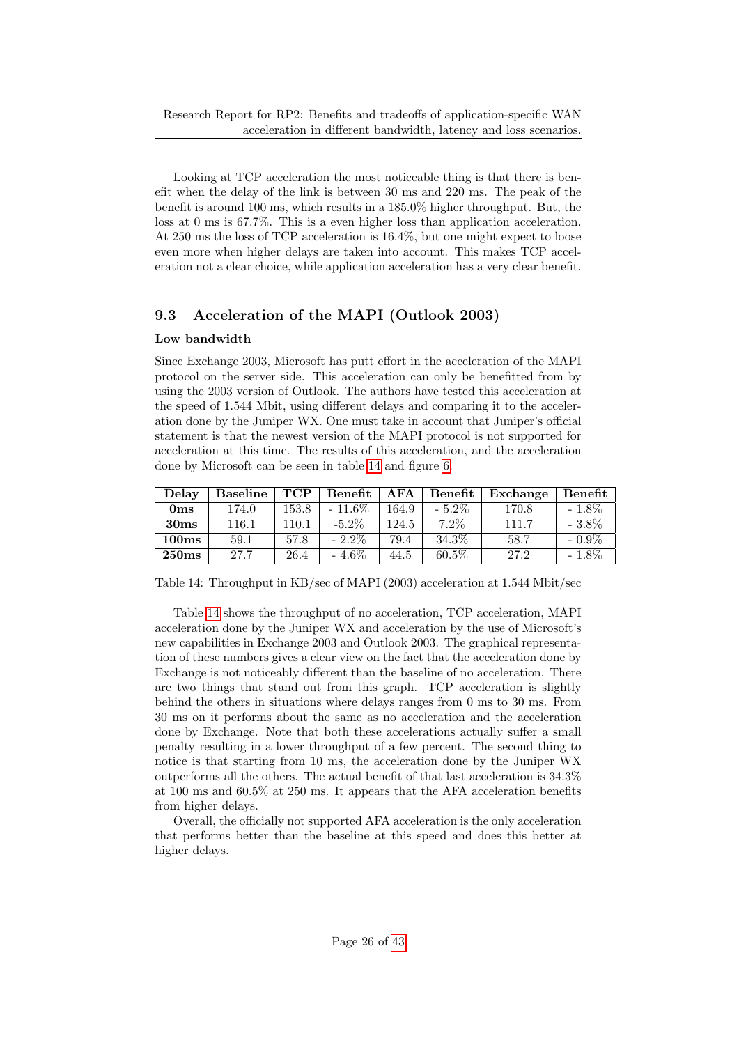Looking at TCP acceleration the most noticeable thing is that there is benefit when the delay of the link is between 30 ms and 220 ms. The peak of the benefit is around 100 ms, which results in a 185.0% higher throughput. But, the loss at 0 ms is 67.7%. This is a even higher loss than application acceleration. At 250 ms the loss of TCP acceleration is 16.4%, but one might expect to loose even more when higher delays are taken into account. This makes TCP acceleration not a clear choice, while application acceleration has a very clear benefit.

## 9.3 Acceleration of the MAPI (Outlook 2003)

**Low bandwidth**

Since Exchange 2003, Microsoft has putt effort in the acceleration of the MAPI protocol on the server side. This acceleration can only be benefitted from by using the 2003 version of Outlook. The authors have tested this acceleration at the speed of 1.544 Mbit, using different delays and comparing it to the acceleration done by the Juniper WX. One must take in account that Juniper's official statement is that the newest version of the MAPI protocol is not supported for acceleration at this time. The results of this acceleration, and the acceleration done by Microsoft can be seen in table 14 and figure 6.

| Delay | Baseline | TCP | Benefit | AFA | Benefit | Exchange | Benefit |
|---|---|---|---|---|---|---|---|
| **0ms** | 174.0 | 153.8 | - 11.6% | 164.9 | - 5.2% | 170.8 | - 1.8% |
| **30ms** | 116.1 | 110.1 | -5.2% | 124.5 | 7.2% | 111.7 | - 3.8% |
| **100ms** | 59.1 | 57.8 | - 2.2% | 79.4 | 34.3% | 58.7 | - 0.9% |
| **250ms** | 27.7 | 26.4 | - 4.6% | 44.5 | 60.5% | 27.2 | - 1.8% |

Table 14: Throughput in KB/sec of MAPI (2003) acceleration at 1.544 Mbit/sec

Table 14 shows the throughput of no acceleration, TCP acceleration, MAPI acceleration done by the Juniper WX and acceleration by the use of Microsoft's new capabilities in Exchange 2003 and Outlook 2003. The graphical representation of these numbers gives a clear view on the fact that the acceleration done by Exchange is not noticeably different than the baseline of no acceleration. There are two things that stand out from this graph. TCP acceleration is slightly behind the others in situations where delays ranges from 0 ms to 30 ms. From 30 ms on it performs about the same as no acceleration and the acceleration done by Exchange. Note that both these accelerations actually suffer a small penalty resulting in a lower throughput of a few percent. The second thing to notice is that starting from 10 ms, the acceleration done by the Juniper WX outperforms all the others. The actual benefit of that last acceleration is 34.3% at 100 ms and 60.5% at 250 ms. It appears that the AFA acceleration benefits from higher delays.

Overall, the officially not supported AFA acceleration is the only acceleration that performs better than the baseline at this speed and does this better at higher delays.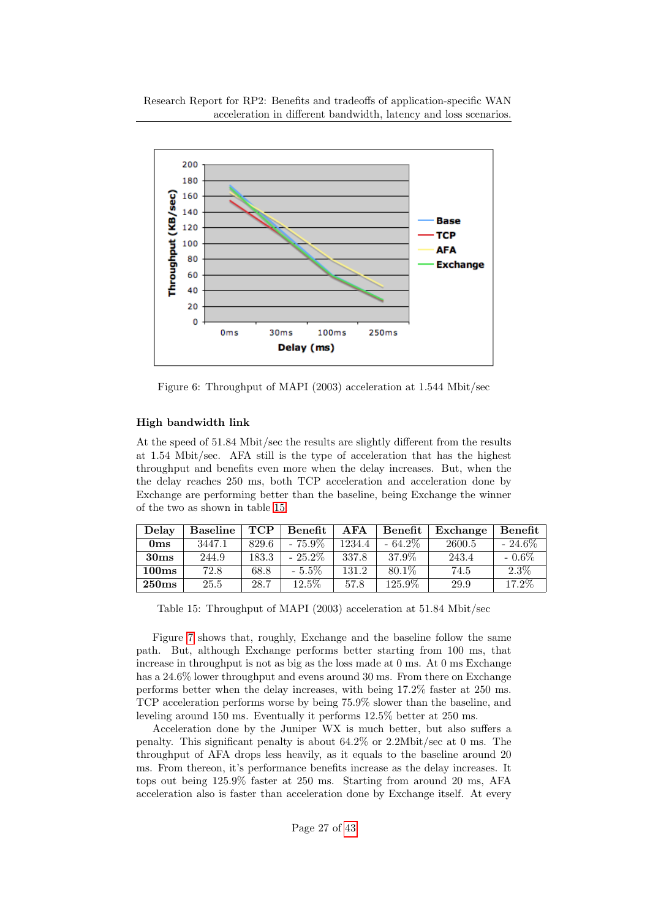Figure 6: Throughput of MAPI (2003) acceleration at 1.544 Mbit/sec

**High bandwidth link**

At the speed of 51.84 Mbit/sec the results are slightly different from the results at 1.54 Mbit/sec. AFA still is the type of acceleration that has the highest throughput and benefits even more when the delay increases. But, when the the delay reaches 250 ms, both TCP acceleration and acceleration done by Exchange are performing better than the baseline, being Exchange the winner of the two as shown in table 15.

| Delay | Baseline | TCP | Benefit | AFA | Benefit | Exchange | Benefit |
|---|---|---|---|---|---|---|---|
| **0ms** | 3447.1 | 829.6 | - 75.9% | 1234.4 | - 64.2% | 2600.5 | - 24.6% |
| **30ms** | 244.9 | 183.3 | - 25.2% | 337.8 | 37.9% | 243.4 | - 0.6% |
| **100ms** | 72.8 | 68.8 | - 5.5% | 131.2 | 80.1% | 74.5 | 2.3% |
| **250ms** | 25.5 | 28.7 | 12.5% | 57.8 | 125.9% | 29.9 | 17.2% |

Table 15: Throughput of MAPI (2003) acceleration at 51.84 Mbit/sec

Figure 7 shows that, roughly, Exchange and the baseline follow the same path. But, although Exchange performs better starting from 100 ms, that increase in throughput is not as big as the loss made at 0 ms. At 0 ms Exchange has a 24.6% lower throughput and evens around 30 ms. From there on Exchange performs better when the delay increases, with being 17.2% faster at 250 ms. TCP acceleration performs worse by being 75.9% slower than the baseline, and leveling around 150 ms. Eventually it performs 12.5% better at 250 ms.

Acceleration done by the Juniper WX is much better, but also suffers a penalty. This significant penalty is about 64.2% or 2.2Mbit/sec at 0 ms. The throughput of AFA drops less heavily, as it equals to the baseline around 20 ms. From thereon, it's performance benefits increase as the delay increases. It tops out being 125.9% faster at 250 ms. Starting from around 20 ms, AFA acceleration also is faster than acceleration done by Exchange itself. At every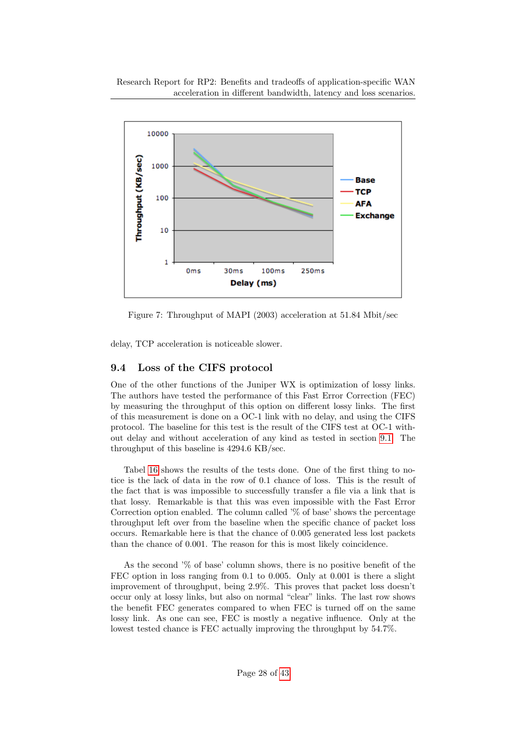Figure 7: Throughput of MAPI (2003) acceleration at 51.84 Mbit/sec

delay, TCP acceleration is noticeable slower.

## 9.4 Loss of the CIFS protocol

One of the other functions of the Juniper WX is optimization of lossy links. The authors have tested the performance of this Fast Error Correction (FEC) by measuring the throughput of this option on different lossy links. The first of this measurement is done on a OC-1 link with no delay, and using the CIFS protocol. The baseline for this test is the result of the CIFS test at OC-1 without delay and without acceleration of any kind as tested in section 9.1. The throughput of this baseline is 4294.6 KB/sec.

Tabel 16 shows the results of the tests done. One of the first thing to notice is the lack of data in the row of 0.1 chance of loss. This is the result of the fact that is was impossible to successfully transfer a file via a link that is that lossy. Remarkable is that this was even impossible with the Fast Error Correction option enabled. The column called '% of base' shows the percentage throughput left over from the baseline when the specific chance of packet loss occurs. Remarkable here is that the chance of 0.005 generated less lost packets than the chance of 0.001. The reason for this is most likely coincidence.

As the second '% of base' column shows, there is no positive benefit of the FEC option in loss ranging from 0.1 to 0.005. Only at 0.001 is there a slight improvement of throughput, being 2.9%. This proves that packet loss doesn't occur only at lossy links, but also on normal "clear" links. The last row shows the benefit FEC generates compared to when FEC is turned off on the same lossy link. As one can see, FEC is mostly a negative influence. Only at the lowest tested chance is FEC actually improving the throughput by 54.7%.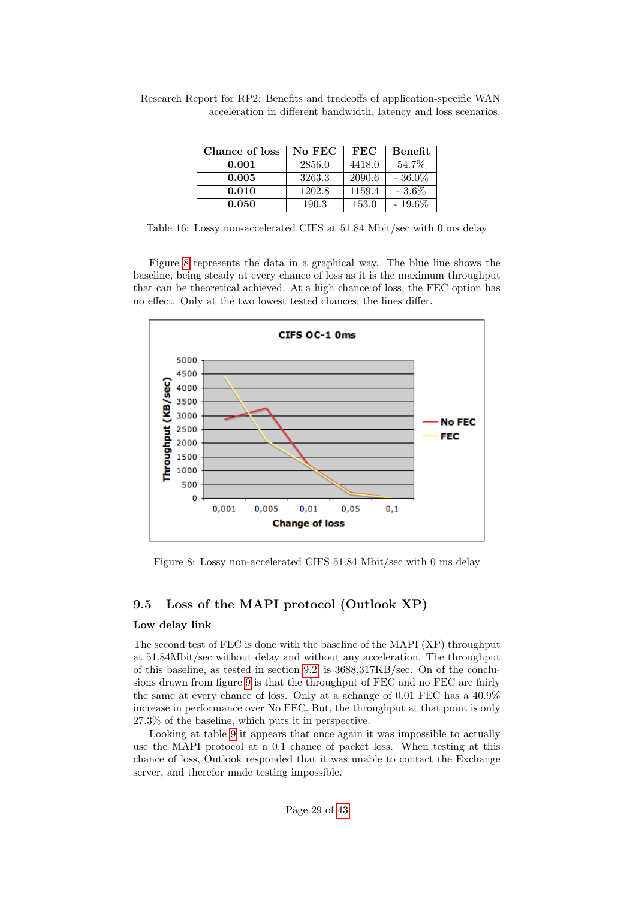| Chance of loss | No FEC | FEC | Benefit |
|---|---|---|---|
| **0.001** | 2856.0 | 4418.0 | 54.7% |
| **0.005** | 3263.3 | 2090.6 | - 36.0% |
| **0.010** | 1202.8 | 1159.4 | - 3.6% |
| **0.050** | 190.3 | 153.0 | - 19.6% |

Table 16: Lossy non-accelerated CIFS at 51.84 Mbit/sec with 0 ms delay

Figure 8 represents the data in a graphical way. The blue line shows the baseline, being steady at every chance of loss as it is the maximum throughput that can be theoretical achieved. At a high chance of loss, the FEC option has no effect. Only at the two lowest tested chances, the lines differ.

Figure 8: Lossy non-accelerated CIFS 51.84 Mbit/sec with 0 ms delay

## 9.5 Loss of the MAPI protocol (Outlook XP)

### Low delay link

The second test of FEC is done with the baseline of the MAPI (XP) throughput at 51.84Mbit/sec without delay and without any acceleration. The throughput of this baseline, as tested in section 9.2, is 3688,317KB/sec. On of the conclusions drawn from figure 9 is that the throughput of FEC and no FEC are fairly the same at every chance of loss. Only at a achange of 0.01 FEC has a 40.9% increase in performance over No FEC. But, the throughput at that point is only 27.3% of the baseline, which puts it in perspective.

Looking at table 9 it appears that once again it was impossible to actually use the MAPI protocol at a 0.1 chance of packet loss. When testing at this chance of loss, Outlook responded that it was unable to contact the Exchange server, and therefor made testing impossible.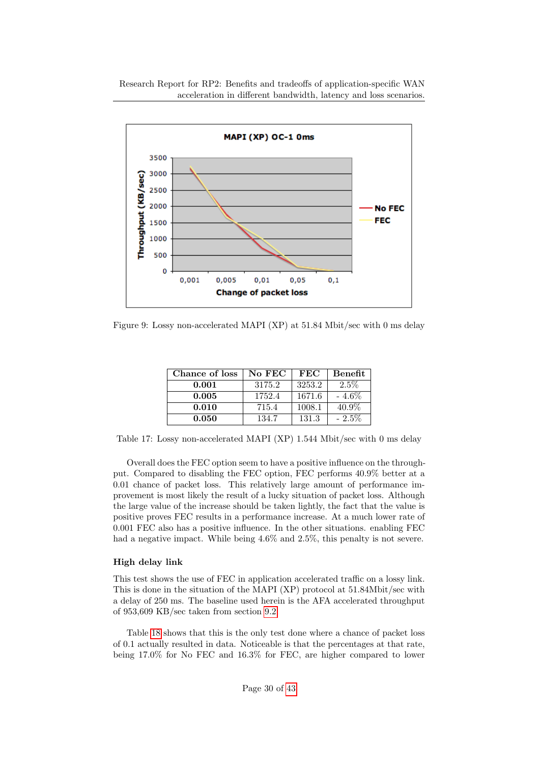Figure 9: Lossy non-accelerated MAPI (XP) at 51.84 Mbit/sec with 0 ms delay

| Chance of loss | No FEC | FEC | Benefit |
|---|---|---|---|
| **0.001** | 3175.2 | 3253.2 | 2.5% |
| **0.005** | 1752.4 | 1671.6 | - 4.6% |
| **0.010** | 715.4 | 1008.1 | 40.9% |
| **0.050** | 134.7 | 131.3 | - 2.5% |

Table 17: Lossy non-accelerated MAPI (XP) 1.544 Mbit/sec with 0 ms delay

Overall does the FEC option seem to have a positive influence on the throughput. Compared to disabling the FEC option, FEC performs 40.9% better at a 0.01 chance of packet loss. This relatively large amount of performance improvement is most likely the result of a lucky situation of packet loss. Although the large value of the increase should be taken lightly, the fact that the value is positive proves FEC results in a performance increase. At a much lower rate of 0.001 FEC also has a positive influence. In the other situations. enabling FEC had a negative impact. While being 4.6% and 2.5%, this penalty is not severe.

### High delay link

This test shows the use of FEC in application accelerated traffic on a lossy link. This is done in the situation of the MAPI (XP) protocol at 51.84Mbit/sec with a delay of 250 ms. The baseline used herein is the AFA accelerated throughput of 953,609 KB/sec taken from section 9.2.

Table 18 shows that this is the only test done where a chance of packet loss of 0.1 actually resulted in data. Noticeable is that the percentages at that rate, being 17.0% for No FEC and 16.3% for FEC, are higher compared to lower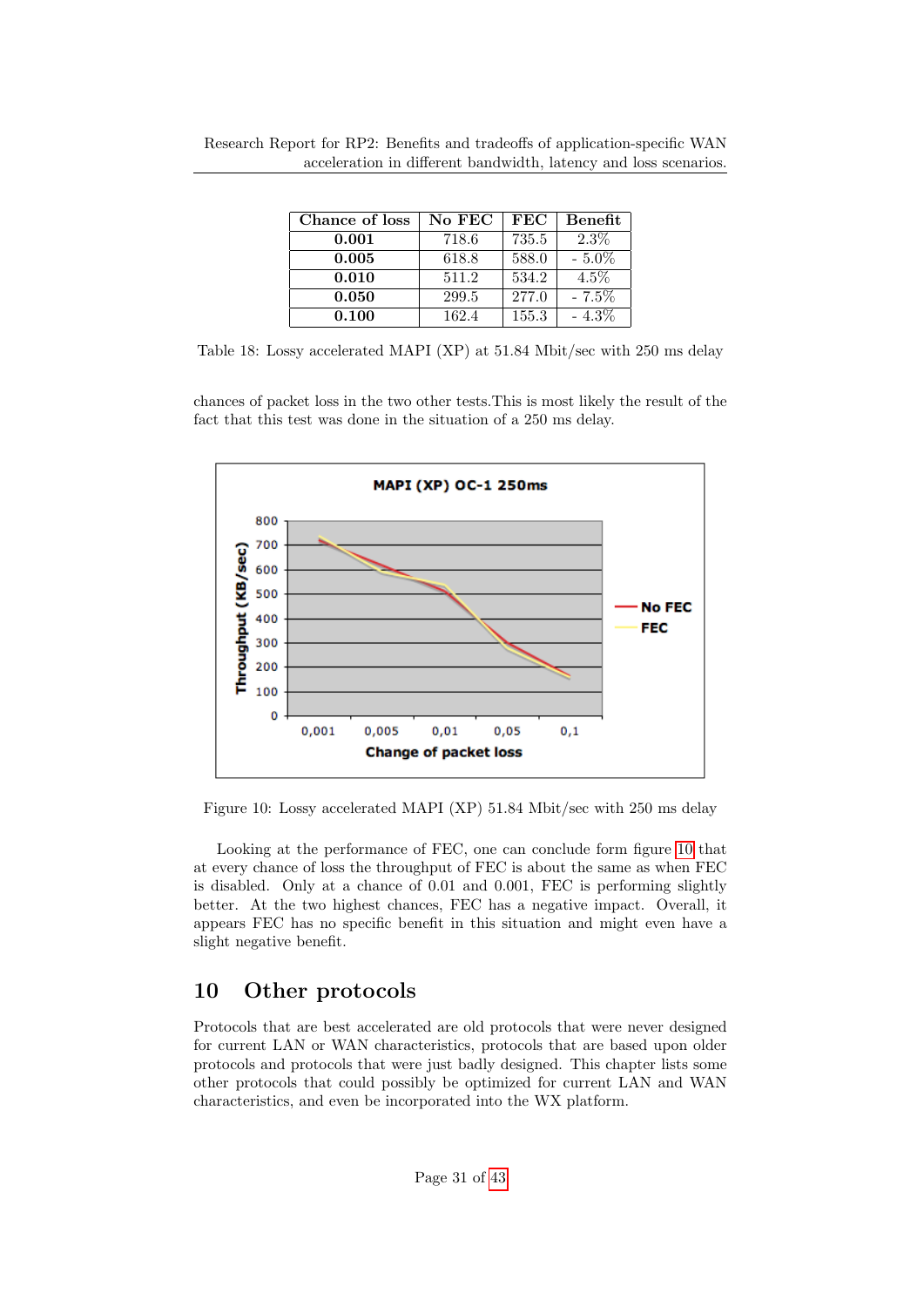| Chance of loss | No FEC | FEC | Benefit |
|---|---|---|---|
| **0.001** | 718.6 | 735.5 | 2.3% |
| **0.005** | 618.8 | 588.0 | - 5.0% |
| **0.010** | 511.2 | 534.2 | 4.5% |
| **0.050** | 299.5 | 277.0 | - 7.5% |
| **0.100** | 162.4 | 155.3 | - 4.3% |

Table 18: Lossy accelerated MAPI (XP) at 51.84 Mbit/sec with 250 ms delay

chances of packet loss in the two other tests.This is most likely the result of the fact that this test was done in the situation of a 250 ms delay.

Figure 10: Lossy accelerated MAPI (XP) 51.84 Mbit/sec with 250 ms delay

Looking at the performance of FEC, one can conclude form figure 10 that at every chance of loss the throughput of FEC is about the same as when FEC is disabled. Only at a chance of 0.01 and 0.001, FEC is performing slightly better. At the two highest chances, FEC has a negative impact. Overall, it appears FEC has no specific benefit in this situation and might even have a slight negative benefit.

## 10 Other protocols

Protocols that are best accelerated are old protocols that were never designed for current LAN or WAN characteristics, protocols that are based upon older protocols and protocols that were just badly designed. This chapter lists some other protocols that could possibly be optimized for current LAN and WAN characteristics, and even be incorporated into the WX platform.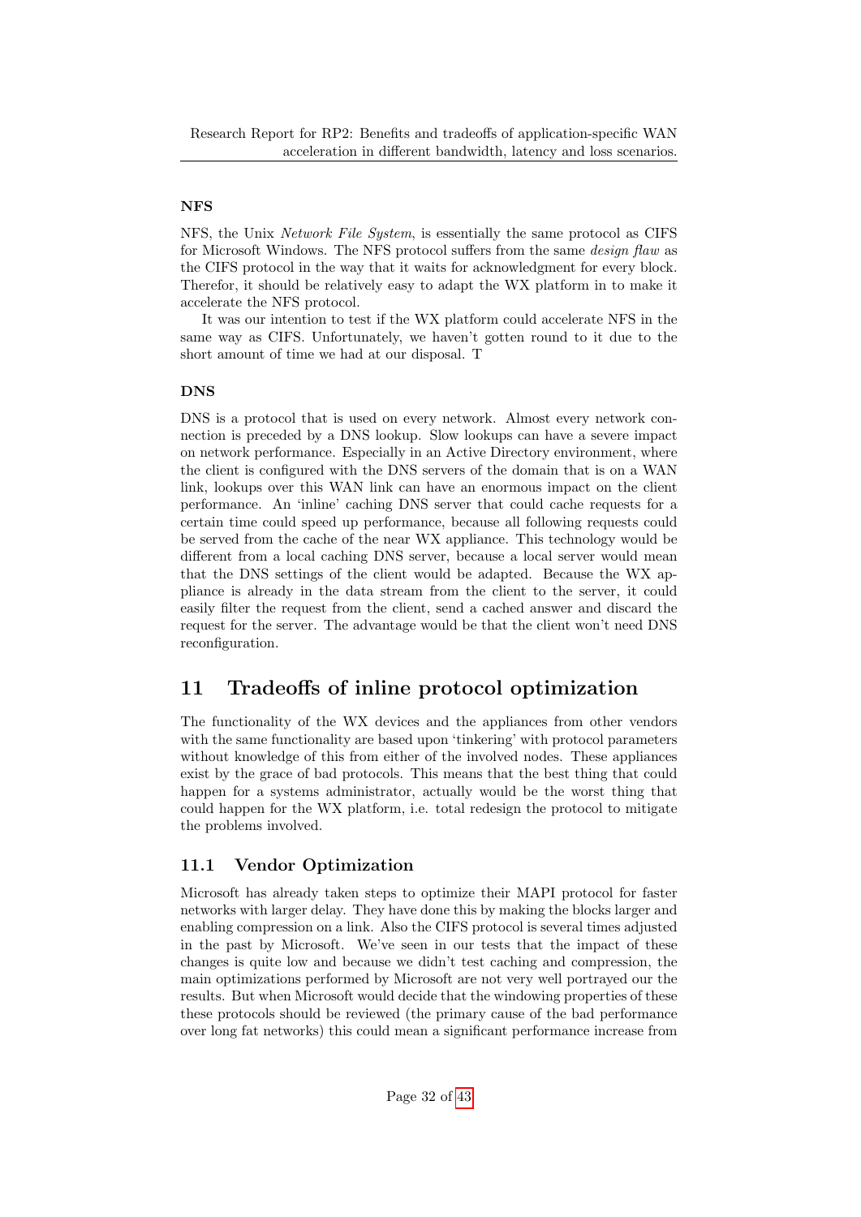#### NFS

NFS, the Unix *Network File System*, is essentially the same protocol as CIFS for Microsoft Windows. The NFS protocol suffers from the same *design flaw* as the CIFS protocol in the way that it waits for acknowledgment for every block. Therefor, it should be relatively easy to adapt the WX platform in to make it accelerate the NFS protocol.

It was our intention to test if the WX platform could accelerate NFS in the same way as CIFS. Unfortunately, we haven't gotten round to it due to the short amount of time we had at our disposal. T

#### DNS

DNS is a protocol that is used on every network. Almost every network connection is preceded by a DNS lookup. Slow lookups can have a severe impact on network performance. Especially in an Active Directory environment, where the client is configured with the DNS servers of the domain that is on a WAN link, lookups over this WAN link can have an enormous impact on the client performance. An 'inline' caching DNS server that could cache requests for a certain time could speed up performance, because all following requests could be served from the cache of the near WX appliance. This technology would be different from a local caching DNS server, because a local server would mean that the DNS settings of the client would be adapted. Because the WX appliance is already in the data stream from the client to the server, it could easily filter the request from the client, send a cached answer and discard the request for the server. The advantage would be that the client won't need DNS reconfiguration.

## 11 Tradeoffs of inline protocol optimization

The functionality of the WX devices and the appliances from other vendors with the same functionality are based upon 'tinkering' with protocol parameters without knowledge of this from either of the involved nodes. These appliances exist by the grace of bad protocols. This means that the best thing that could happen for a systems administrator, actually would be the worst thing that could happen for the WX platform, i.e. total redesign the protocol to mitigate the problems involved.

### 11.1 Vendor Optimization

Microsoft has already taken steps to optimize their MAPI protocol for faster networks with larger delay. They have done this by making the blocks larger and enabling compression on a link. Also the CIFS protocol is several times adjusted in the past by Microsoft. We've seen in our tests that the impact of these changes is quite low and because we didn't test caching and compression, the main optimizations performed by Microsoft are not very well portrayed our the results. But when Microsoft would decide that the windowing properties of these these protocols should be reviewed (the primary cause of the bad performance over long fat networks) this could mean a significant performance increase from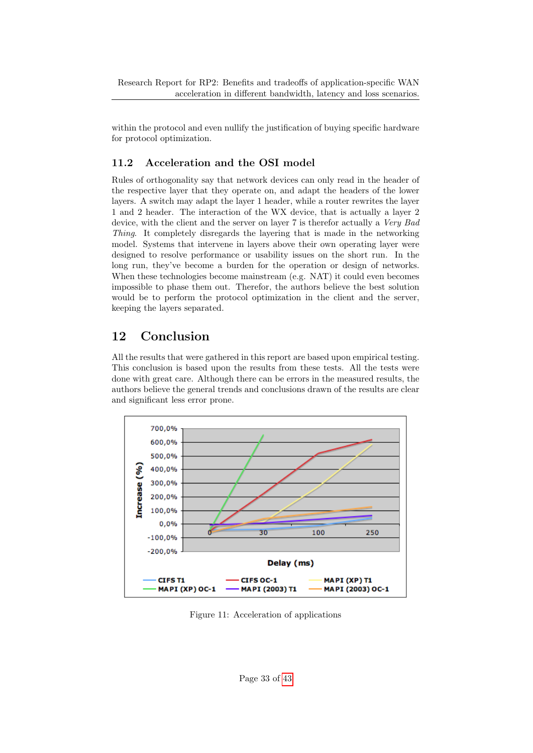within the protocol and even nullify the justification of buying specific hardware for protocol optimization.

### 11.2 Acceleration and the OSI model

Rules of orthogonality say that network devices can only read in the header of the respective layer that they operate on, and adapt the headers of the lower layers. A switch may adapt the layer 1 header, while a router rewrites the layer 1 and 2 header. The interaction of the WX device, that is actually a layer 2 device, with the client and the server on layer 7 is therefor actually a *Very Bad Thing*. It completely disregards the layering that is made in the networking model. Systems that intervene in layers above their own operating layer were designed to resolve performance or usability issues on the short run. In the long run, they've become a burden for the operation or design of networks. When these technologies become mainstream (e.g. NAT) it could even becomes impossible to phase them out. Therefor, the authors believe the best solution would be to perform the protocol optimization in the client and the server, keeping the layers separated.

## 12 Conclusion

All the results that were gathered in this report are based upon empirical testing. This conclusion is based upon the results from these tests. All the tests were done with great care. Although there can be errors in the measured results, the authors believe the general trends and conclusions drawn of the results are clear and significant less error prone.

Figure 11: Acceleration of applications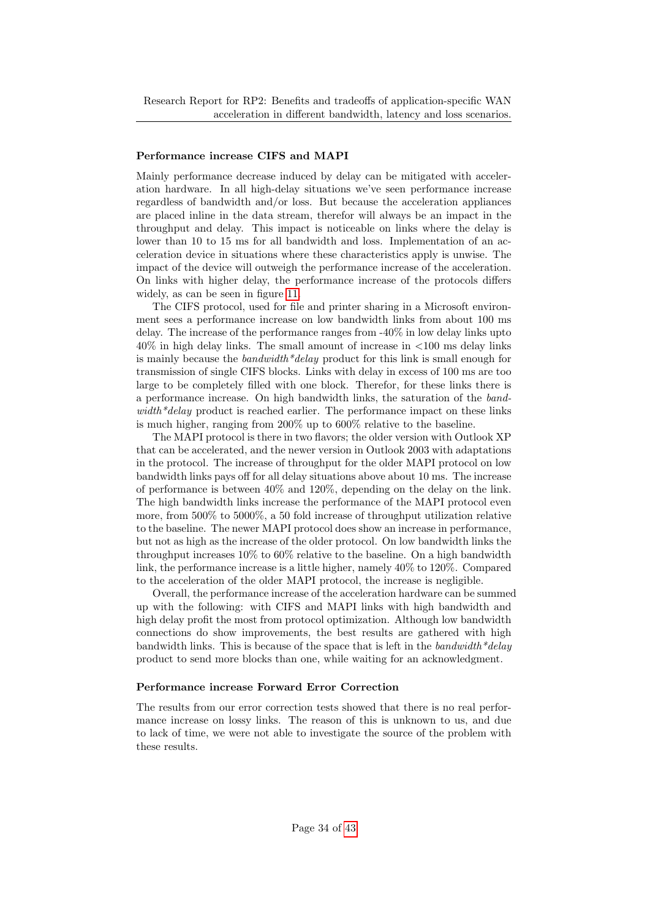### Performance increase CIFS and MAPI

Mainly performance decrease induced by delay can be mitigated with acceleration hardware. In all high-delay situations we've seen performance increase regardless of bandwidth and/or loss. But because the acceleration appliances are placed inline in the data stream, therefor will always be an impact in the throughput and delay. This impact is noticeable on links where the delay is lower than 10 to 15 ms for all bandwidth and loss. Implementation of an acceleration device in situations where these characteristics apply is unwise. The impact of the device will outweigh the performance increase of the acceleration. On links with higher delay, the performance increase of the protocols differs widely, as can be seen in figure 11.

The CIFS protocol, used for file and printer sharing in a Microsoft environment sees a performance increase on low bandwidth links from about 100 ms delay. The increase of the performance ranges from -40% in low delay links upto 40% in high delay links. The small amount of increase in <100 ms delay links is mainly because the *bandwidth*delay* product for this link is small enough for transmission of single CIFS blocks. Links with delay in excess of 100 ms are too large to be completely filled with one block. Therefor, for these links there is a performance increase. On high bandwidth links, the saturation of the *bandwidth*delay* product is reached earlier. The performance impact on these links is much higher, ranging from 200% up to 600% relative to the baseline.

The MAPI protocol is there in two flavors; the older version with Outlook XP that can be accelerated, and the newer version in Outlook 2003 with adaptations in the protocol. The increase of throughput for the older MAPI protocol on low bandwidth links pays off for all delay situations above about 10 ms. The increase of performance is between 40% and 120%, depending on the delay on the link. The high bandwidth links increase the performance of the MAPI protocol even more, from 500% to 5000%, a 50 fold increase of throughput utilization relative to the baseline. The newer MAPI protocol does show an increase in performance, but not as high as the increase of the older protocol. On low bandwidth links the throughput increases 10% to 60% relative to the baseline. On a high bandwidth link, the performance increase is a little higher, namely 40% to 120%. Compared to the acceleration of the older MAPI protocol, the increase is negligible.

Overall, the performance increase of the acceleration hardware can be summed up with the following: with CIFS and MAPI links with high bandwidth and high delay profit the most from protocol optimization. Although low bandwidth connections do show improvements, the best results are gathered with high bandwidth links. This is because of the space that is left in the *bandwidth*delay* product to send more blocks than one, while waiting for an acknowledgment.

### Performance increase Forward Error Correction

The results from our error correction tests showed that there is no real performance increase on lossy links. The reason of this is unknown to us, and due to lack of time, we were not able to investigate the source of the problem with these results.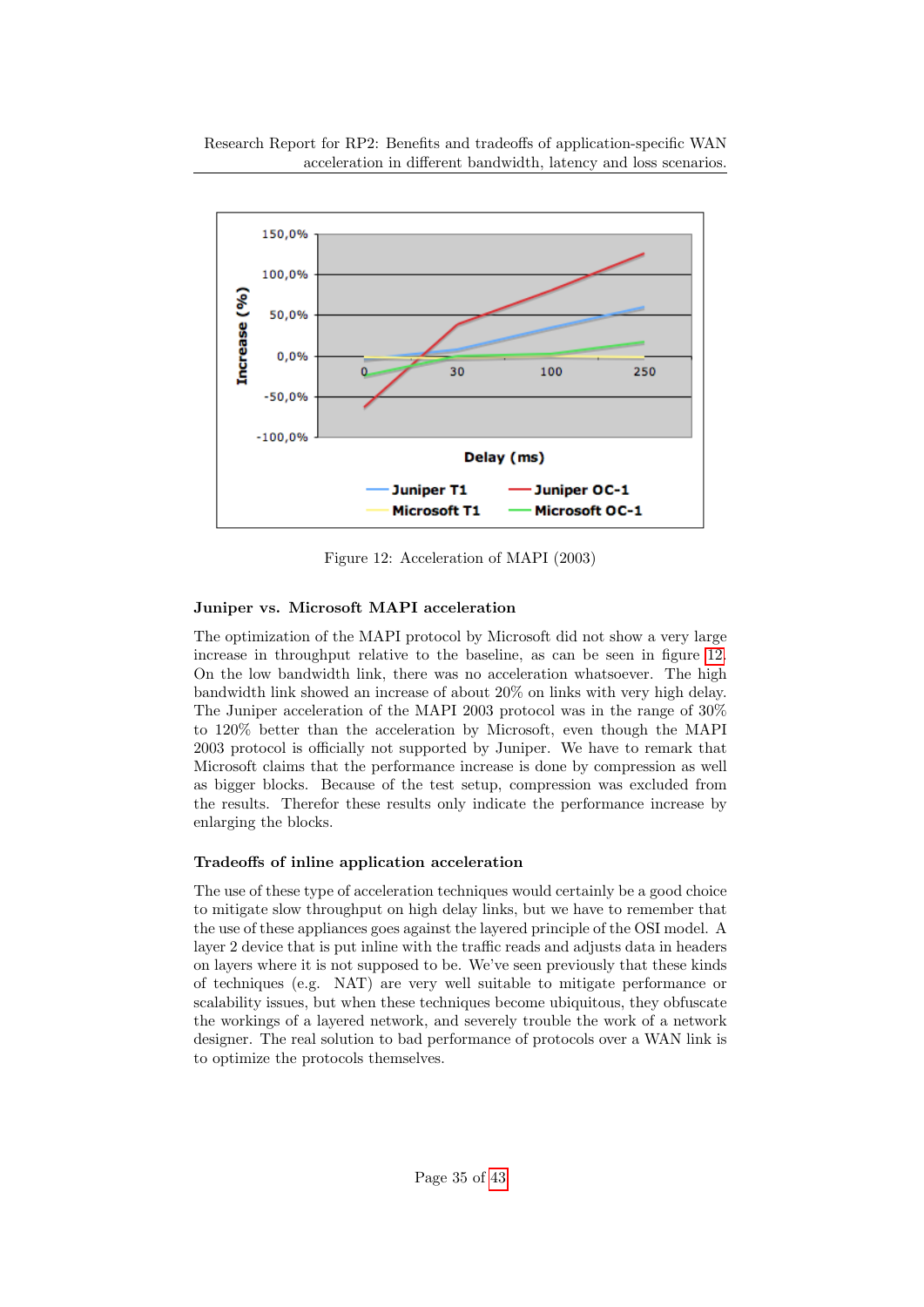Figure 12: Acceleration of MAPI (2003)

### Juniper vs. Microsoft MAPI acceleration

The optimization of the MAPI protocol by Microsoft did not show a very large increase in throughput relative to the baseline, as can be seen in figure 12. On the low bandwidth link, there was no acceleration whatsoever. The high bandwidth link showed an increase of about 20% on links with very high delay. The Juniper acceleration of the MAPI 2003 protocol was in the range of 30% to 120% better than the acceleration by Microsoft, even though the MAPI 2003 protocol is officially not supported by Juniper. We have to remark that Microsoft claims that the performance increase is done by compression as well as bigger blocks. Because of the test setup, compression was excluded from the results. Therefor these results only indicate the performance increase by enlarging the blocks.

### Tradeoffs of inline application acceleration

The use of these type of acceleration techniques would certainly be a good choice to mitigate slow throughput on high delay links, but we have to remember that the use of these appliances goes against the layered principle of the OSI model. A layer 2 device that is put inline with the traffic reads and adjusts data in headers on layers where it is not supposed to be. We've seen previously that these kinds of techniques (e.g. NAT) are very well suitable to mitigate performance or scalability issues, but when these techniques become ubiquitous, they obfuscate the workings of a layered network, and severely trouble the work of a network designer. The real solution to bad performance of protocols over a WAN link is to optimize the protocols themselves.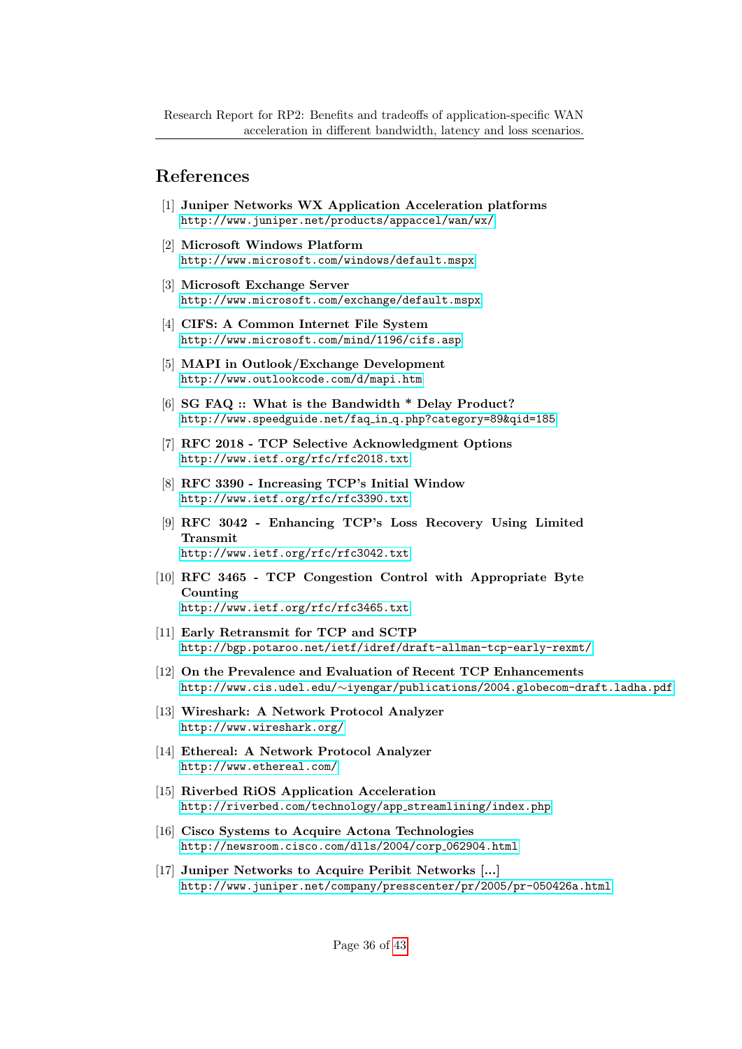## References

[1] **Juniper Networks WX Application Acceleration platforms**
http://www.juniper.net/products/appaccel/wan/wx/

[2] **Microsoft Windows Platform**
http://www.microsoft.com/windows/default.mspx

[3] **Microsoft Exchange Server**
http://www.microsoft.com/exchange/default.mspx

[4] **CIFS: A Common Internet File System**
http://www.microsoft.com/mind/1196/cifs.asp

[5] **MAPI in Outlook/Exchange Development**
http://www.outlookcode.com/d/mapi.htm

[6] **SG FAQ :: What is the Bandwidth * Delay Product?**
http://www.speedguide.net/faq_in_q.php?category=89&qid=185

[7] **RFC 2018 - TCP Selective Acknowledgment Options**
http://www.ietf.org/rfc/rfc2018.txt

[8] **RFC 3390 - Increasing TCP's Initial Window**
http://www.ietf.org/rfc/rfc3390.txt

[9] **RFC 3042 - Enhancing TCP's Loss Recovery Using Limited Transmit**
http://www.ietf.org/rfc/rfc3042.txt

[10] **RFC 3465 - TCP Congestion Control with Appropriate Byte Counting**
http://www.ietf.org/rfc/rfc3465.txt

[11] **Early Retransmit for TCP and SCTP**
http://bgp.potaroo.net/ietf/idref/draft-allman-tcp-early-rexmt/

[12] **On the Prevalence and Evaluation of Recent TCP Enhancements**
http://www.cis.udel.edu/~iyengar/publications/2004.globecom-draft.ladha.pdf

[13] **Wireshark: A Network Protocol Analyzer**
http://www.wireshark.org/

[14] **Ethereal: A Network Protocol Analyzer**
http://www.ethereal.com/

[15] **Riverbed RiOS Application Acceleration**
http://riverbed.com/technology/app_streamlining/index.php

[16] **Cisco Systems to Acquire Actona Technologies**
http://newsroom.cisco.com/dlls/2004/corp_062904.html

[17] **Juniper Networks to Acquire Peribit Networks [...]**
http://www.juniper.net/company/presscenter/pr/2005/pr-050426a.html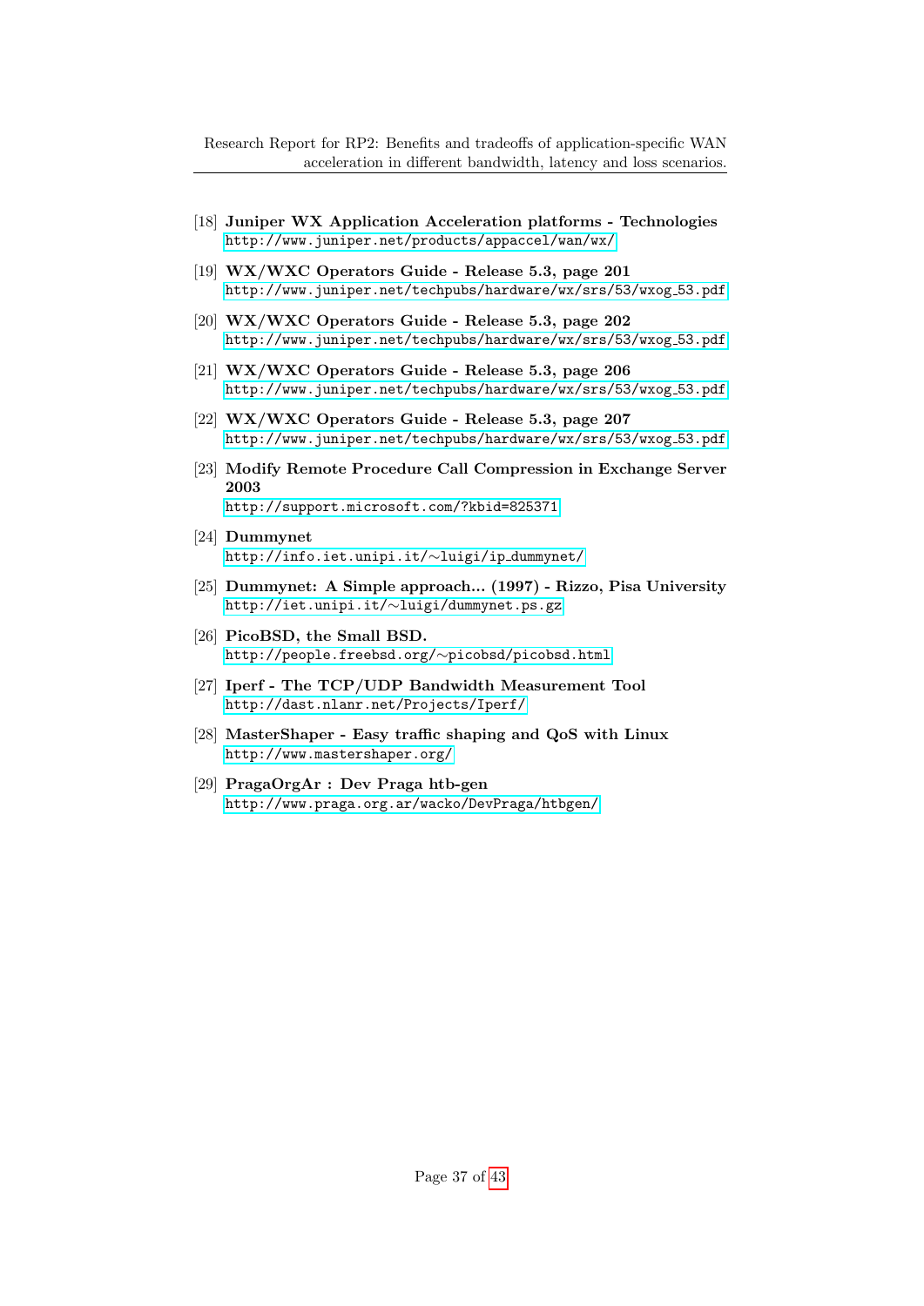[18] **Juniper WX Application Acceleration platforms - Technologies**
http://www.juniper.net/products/appaccel/wan/wx/

[19] **WX/WXC Operators Guide - Release 5.3, page 201**
http://www.juniper.net/techpubs/hardware/wx/srs/53/wxog_53.pdf

[20] **WX/WXC Operators Guide - Release 5.3, page 202**
http://www.juniper.net/techpubs/hardware/wx/srs/53/wxog_53.pdf

[21] **WX/WXC Operators Guide - Release 5.3, page 206**
http://www.juniper.net/techpubs/hardware/wx/srs/53/wxog_53.pdf

[22] **WX/WXC Operators Guide - Release 5.3, page 207**
http://www.juniper.net/techpubs/hardware/wx/srs/53/wxog_53.pdf

[23] **Modify Remote Procedure Call Compression in Exchange Server 2003**
http://support.microsoft.com/?kbid=825371

[24] **Dummynet**
http://info.iet.unipi.it/~luigi/ip_dummynet/

[25] **Dummynet: A Simple approach... (1997) - Rizzo, Pisa University**
http://iet.unipi.it/~luigi/dummynet.ps.gz

[26] **PicoBSD, the Small BSD.**
http://people.freebsd.org/~picobsd/picobsd.html

[27] **Iperf - The TCP/UDP Bandwidth Measurement Tool**
http://dast.nlanr.net/Projects/Iperf/

[28] **MasterShaper - Easy traffic shaping and QoS with Linux**
http://www.mastershaper.org/

[29] **PragaOrgAr : Dev Praga htb-gen**
http://www.praga.org.ar/wacko/DevPraga/htbgen/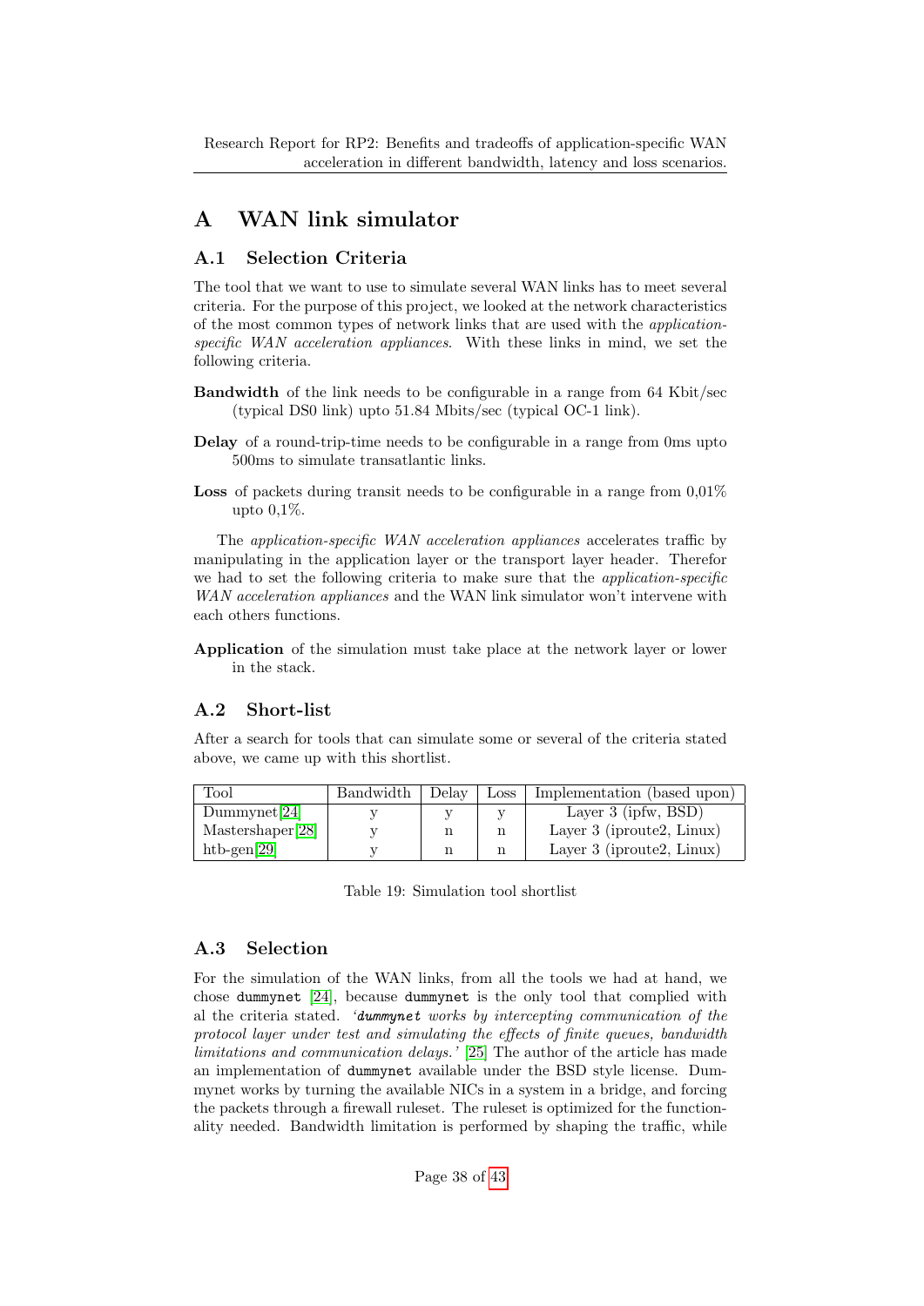# A WAN link simulator

## A.1 Selection Criteria

The tool that we want to use to simulate several WAN links has to meet several criteria. For the purpose of this project, we looked at the network characteristics of the most common types of network links that are used with the *application-specific WAN acceleration appliances*. With these links in mind, we set the following criteria.

**Bandwidth** of the link needs to be configurable in a range from 64 Kbit/sec (typical DS0 link) upto 51.84 Mbits/sec (typical OC-1 link).

**Delay** of a round-trip-time needs to be configurable in a range from 0ms upto 500ms to simulate transatlantic links.

**Loss** of packets during transit needs to be configurable in a range from 0,01% upto 0,1%.

The *application-specific WAN acceleration appliances* accelerates traffic by manipulating in the application layer or the transport layer header. Therefor we had to set the following criteria to make sure that the *application-specific WAN acceleration appliances* and the WAN link simulator won't intervene with each others functions.

**Application** of the simulation must take place at the network layer or lower in the stack.

## A.2 Short-list

After a search for tools that can simulate some or several of the criteria stated above, we came up with this shortlist.

| Tool | Bandwidth | Delay | Loss | Implementation (based upon) |
|---|---|---|---|---|
| Dummynet[24] | y | y | y | Layer 3 (ipfw, BSD) |
| Mastershaper[28] | y | n | n | Layer 3 (iproute2, Linux) |
| htb-gen[29] | y | n | n | Layer 3 (iproute2, Linux) |

Table 19: Simulation tool shortlist

## A.3 Selection

For the simulation of the WAN links, from all the tools we had at hand, we chose `dummynet` [24], because `dummynet` is the only tool that complied with al the criteria stated. *'`dummynet` works by intercepting communication of the protocol layer under test and simulating the effects of finite queues, bandwidth limitations and communication delays.'* [25] The author of the article has made an implementation of `dummynet` available under the BSD style license. Dummynet works by turning the available NICs in a system in a bridge, and forcing the packets through a firewall ruleset. The ruleset is optimized for the functionality needed. Bandwidth limitation is performed by shaping the traffic, while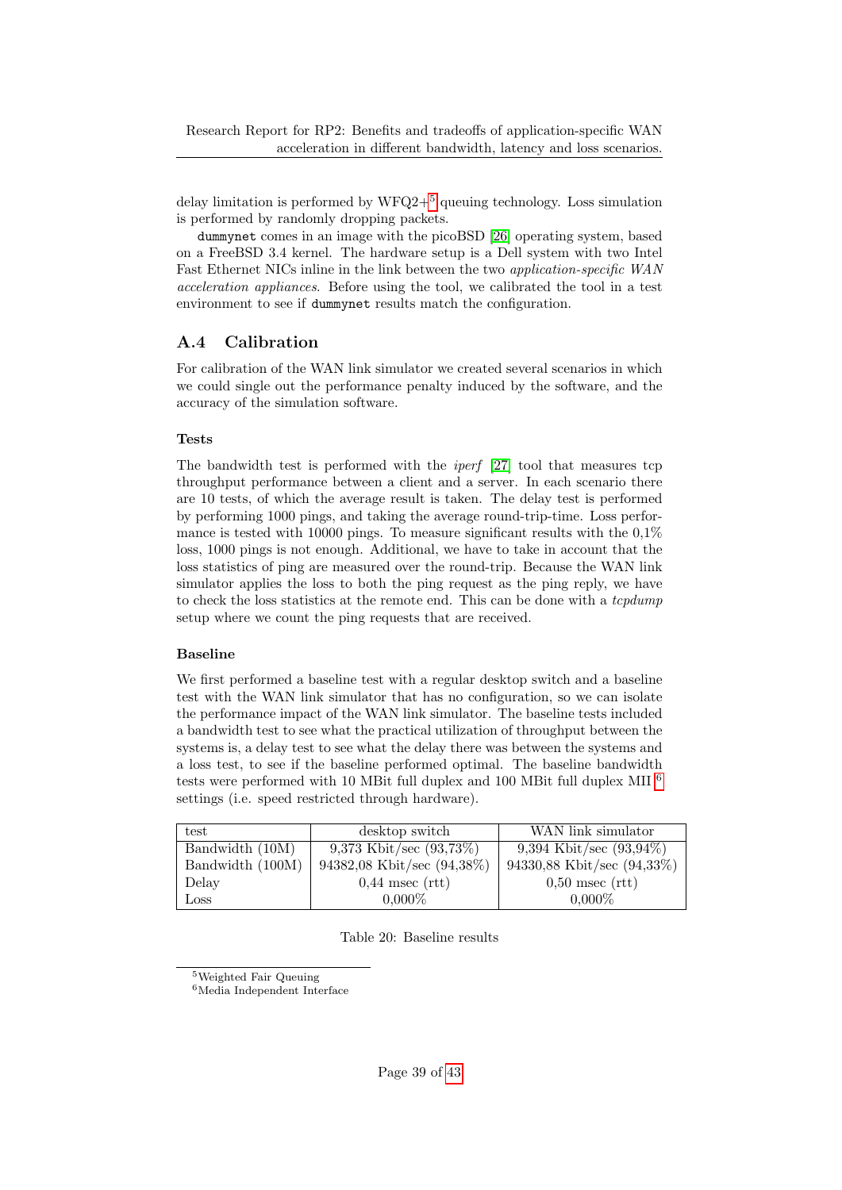delay limitation is performed by WFQ2+[5] queuing technology. Loss simulation is performed by randomly dropping packets.

`dummynet` comes in an image with the picoBSD [26] operating system, based on a FreeBSD 3.4 kernel. The hardware setup is a Dell system with two Intel Fast Ethernet NICs inline in the link between the two *application-specific WAN acceleration appliances*. Before using the tool, we calibrated the tool in a test environment to see if `dummynet` results match the configuration.

## A.4 Calibration

For calibration of the WAN link simulator we created several scenarios in which we could single out the performance penalty induced by the software, and the accuracy of the simulation software.

### Tests

The bandwidth test is performed with the *iperf* [27] tool that measures tcp throughput performance between a client and a server. In each scenario there are 10 tests, of which the average result is taken. The delay test is performed by performing 1000 pings, and taking the average round-trip-time. Loss performance is tested with 10000 pings. To measure significant results with the 0,1% loss, 1000 pings is not enough. Additional, we have to take in account that the loss statistics of ping are measured over the round-trip. Because the WAN link simulator applies the loss to both the ping request as the ping reply, we have to check the loss statistics at the remote end. This can be done with a *tcpdump* setup where we count the ping requests that are received.

### Baseline

We first performed a baseline test with a regular desktop switch and a baseline test with the WAN link simulator that has no configuration, so we can isolate the performance impact of the WAN link simulator. The baseline tests included a bandwidth test to see what the practical utilization of throughput between the systems is, a delay test to see what the delay there was between the systems and a loss test, to see if the baseline performed optimal. The baseline bandwidth tests were performed with 10 MBit full duplex and 100 MBit full duplex MII [6] settings (i.e. speed restricted through hardware).

| test | desktop switch | WAN link simulator |
|---|---|---|
| Bandwidth (10M) | 9,373 Kbit/sec (93,73%) | 9,394 Kbit/sec (93,94%) |
| Bandwidth (100M) | 94382,08 Kbit/sec (94,38%) | 94330,88 Kbit/sec (94,33%) |
| Delay | 0,44 msec (rtt) | 0,50 msec (rtt) |
| Loss | 0,000% | 0,000% |

Table 20: Baseline results

[5] Weighted Fair Queuing

[6] Media Independent Interface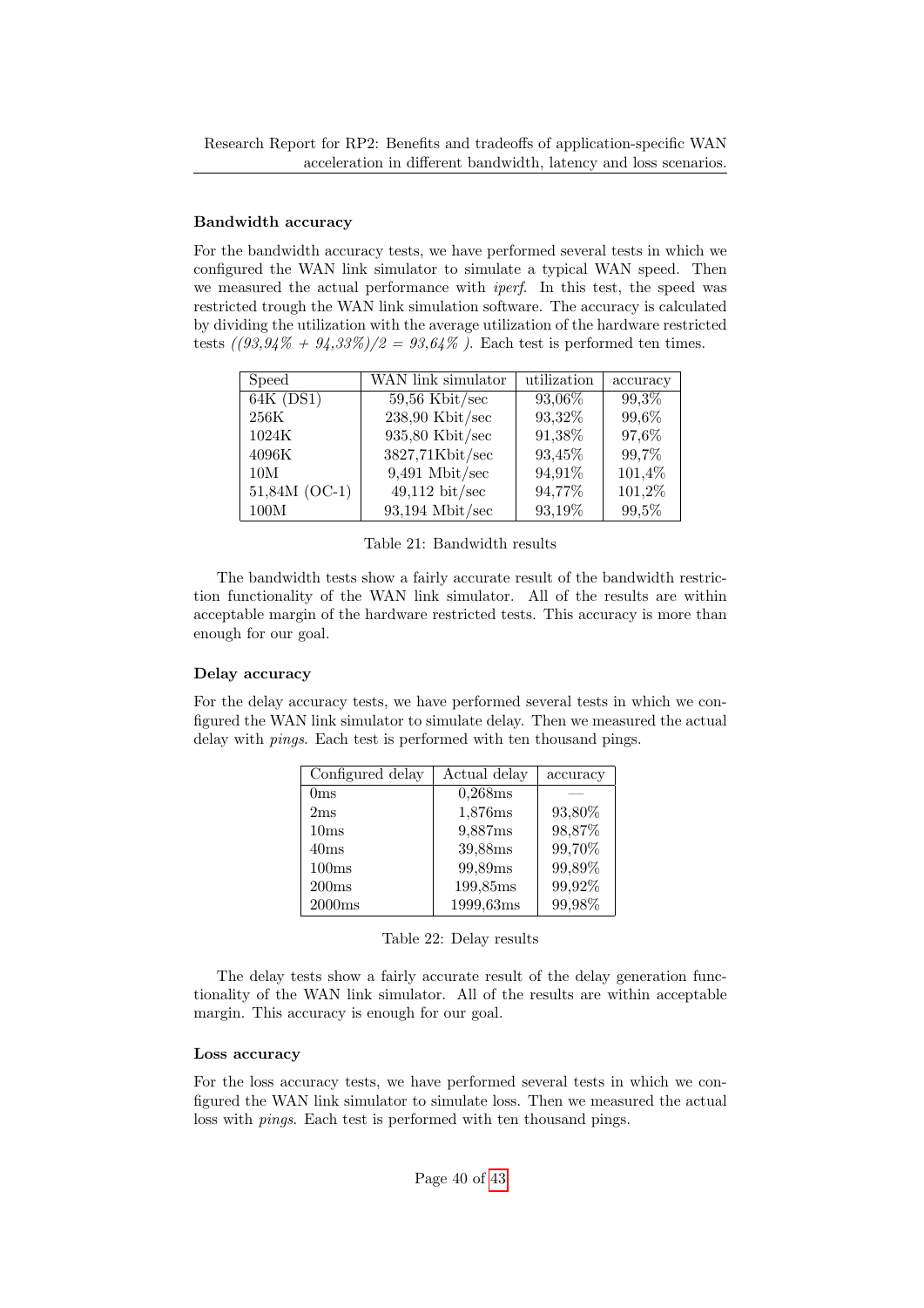#### Bandwidth accuracy

For the bandwidth accuracy tests, we have performed several tests in which we configured the WAN link simulator to simulate a typical WAN speed. Then we measured the actual performance with *iperf*. In this test, the speed was restricted trough the WAN link simulation software. The accuracy is calculated by dividing the utilization with the average utilization of the hardware restricted tests *((93,94% + 94,33%)/2 = 93,64% )*. Each test is performed ten times.

| Speed | WAN link simulator | utilization | accuracy |
|---|---|---|---|
| 64K (DS1) | 59,56 Kbit/sec | 93,06% | 99,3% |
| 256K | 238,90 Kbit/sec | 93,32% | 99,6% |
| 1024K | 935,80 Kbit/sec | 91,38% | 97,6% |
| 4096K | 3827,71Kbit/sec | 93,45% | 99,7% |
| 10M | 9,491 Mbit/sec | 94,91% | 101,4% |
| 51,84M (OC-1) | 49,112 bit/sec | 94,77% | 101,2% |
| 100M | 93,194 Mbit/sec | 93,19% | 99,5% |

Table 21: Bandwidth results

The bandwidth tests show a fairly accurate result of the bandwidth restriction functionality of the WAN link simulator. All of the results are within acceptable margin of the hardware restricted tests. This accuracy is more than enough for our goal.

#### Delay accuracy

For the delay accuracy tests, we have performed several tests in which we configured the WAN link simulator to simulate delay. Then we measured the actual delay with *pings*. Each test is performed with ten thousand pings.

| Configured delay | Actual delay | accuracy |
|---|---|---|
| 0ms | 0,268ms | — |
| 2ms | 1,876ms | 93,80% |
| 10ms | 9,887ms | 98,87% |
| 40ms | 39,88ms | 99,70% |
| 100ms | 99,89ms | 99,89% |
| 200ms | 199,85ms | 99,92% |
| 2000ms | 1999,63ms | 99,98% |

Table 22: Delay results

The delay tests show a fairly accurate result of the delay generation functionality of the WAN link simulator. All of the results are within acceptable margin. This accuracy is enough for our goal.

#### Loss accuracy

For the loss accuracy tests, we have performed several tests in which we configured the WAN link simulator to simulate loss. Then we measured the actual loss with *pings*. Each test is performed with ten thousand pings.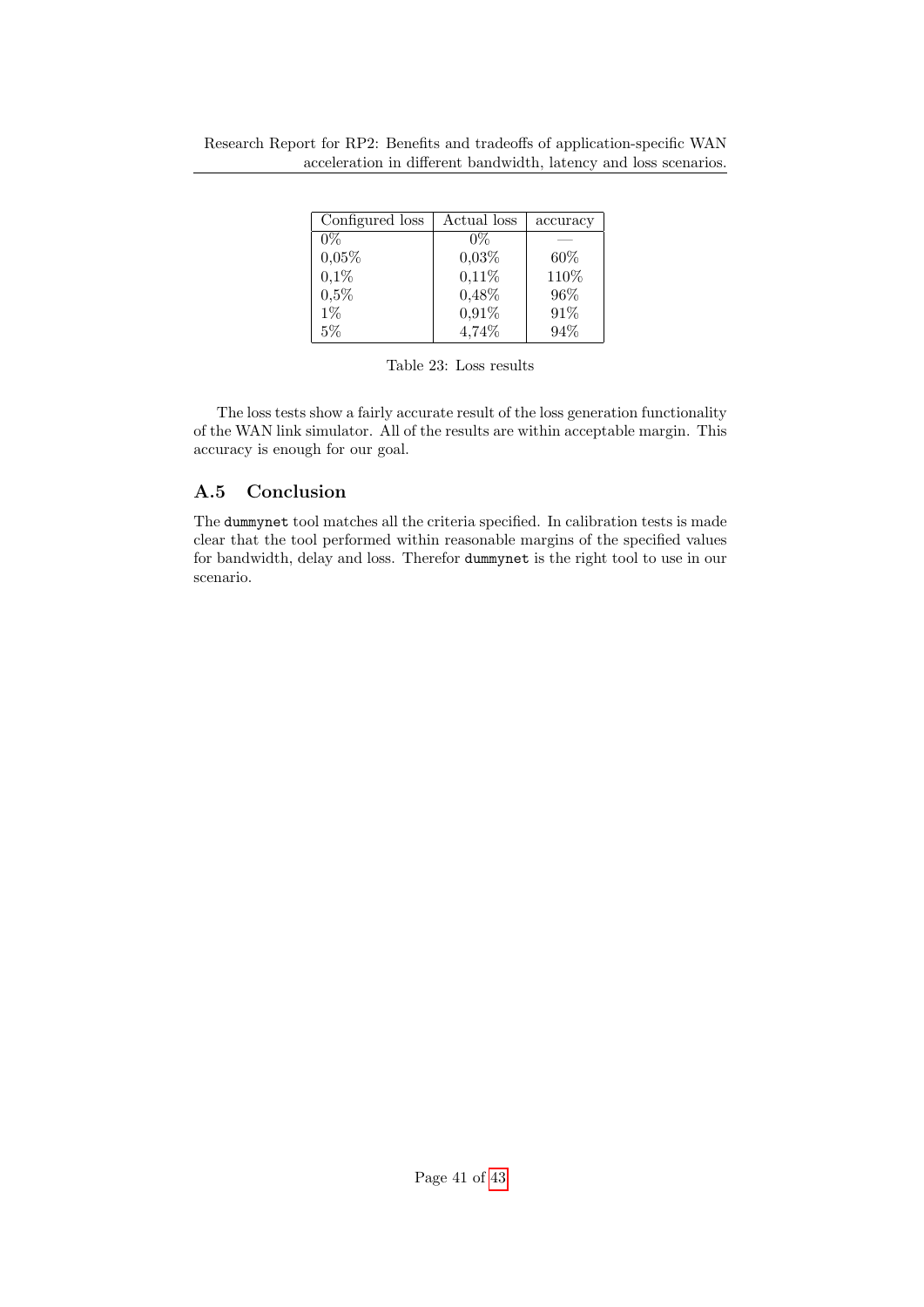| Configured loss | Actual loss | accuracy |
|---|---|---|
| 0% | 0% | — |
| 0,05% | 0,03% | 60% |
| 0,1% | 0,11% | 110% |
| 0,5% | 0,48% | 96% |
| 1% | 0,91% | 91% |
| 5% | 4,74% | 94% |

Table 23: Loss results

The loss tests show a fairly accurate result of the loss generation functionality of the WAN link simulator. All of the results are within acceptable margin. This accuracy is enough for our goal.

## A.5 Conclusion

The `dummynet` tool matches all the criteria specified. In calibration tests is made clear that the tool performed within reasonable margins of the specified values for bandwidth, delay and loss. Therefor `dummynet` is the right tool to use in our scenario.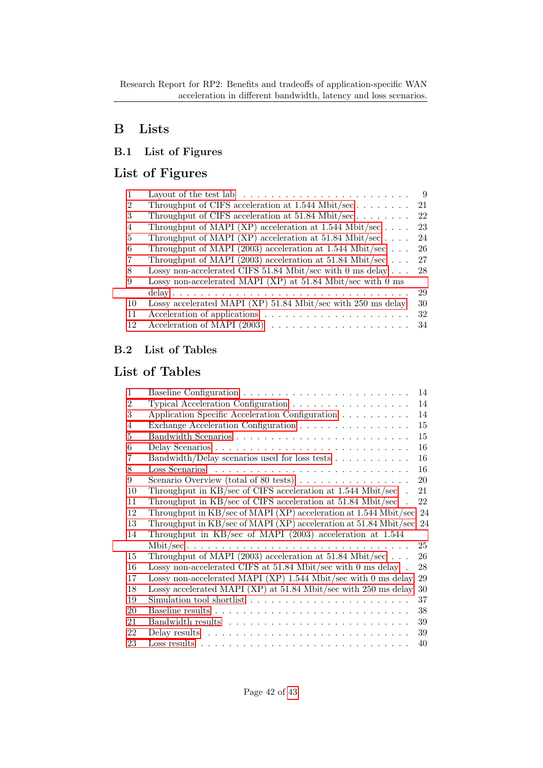# B Lists

## B.1 List of Figures

## List of Figures

| | | |
|---|---|---|
| 1 | Layout of the test lab | 9 |
| 2 | Throughput of CIFS acceleration at 1.544 Mbit/sec | 21 |
| 3 | Throughput of CIFS acceleration at 51.84 Mbit/sec | 22 |
| 4 | Throughput of MAPI (XP) acceleration at 1.544 Mbit/sec | 23 |
| 5 | Throughput of MAPI (XP) acceleration at 51.84 Mbit/sec | 24 |
| 6 | Throughput of MAPI (2003) acceleration at 1.544 Mbit/sec | 26 |
| 7 | Throughput of MAPI (2003) acceleration at 51.84 Mbit/sec | 27 |
| 8 | Lossy non-accelerated CIFS 51.84 Mbit/sec with 0 ms delay | 28 |
| 9 | Lossy non-accelerated MAPI (XP) at 51.84 Mbit/sec with 0 ms delay | 29 |
| 10 | Lossy accelerated MAPI (XP) 51.84 Mbit/sec with 250 ms delay | 30 |
| 11 | Acceleration of applications | 32 |
| 12 | Acceleration of MAPI (2003) | 34 |

## B.2 List of Tables

## List of Tables

| | | |
|---|---|---|
| 1 | Baseline Configuration | 14 |
| 2 | Typical Acceleration Configuration | 14 |
| 3 | Application Specific Acceleration Configuration | 14 |
| 4 | Exchange Acceleration Configuration | 15 |
| 5 | Bandwidth Scenarios | 15 |
| 6 | Delay Scenarios | 16 |
| 7 | Bandwidth/Delay scenarios used for loss tests | 16 |
| 8 | Loss Scenarios | 16 |
| 9 | Scenario Overview (total of 80 tests) | 20 |
| 10 | Throughput in KB/sec of CIFS acceleration at 1.544 Mbit/sec | 21 |
| 11 | Throughput in KB/sec of CIFS acceleration at 51.84 Mbit/sec | 22 |
| 12 | Throughput in KB/sec of MAPI (XP) acceleration at 1.544 Mbit/sec | 24 |
| 13 | Throughput in KB/sec of MAPI (XP) acceleration at 51.84 Mbit/sec | 24 |
| 14 | Throughput in KB/sec of MAPI (2003) acceleration at 1.544 Mbit/sec | 25 |
| 15 | Throughput of MAPI (2003) acceleration at 51.84 Mbit/sec | 26 |
| 16 | Lossy non-accelerated CIFS at 51.84 Mbit/sec with 0 ms delay | 28 |
| 17 | Lossy non-accelerated MAPI (XP) 1.544 Mbit/sec with 0 ms delay | 29 |
| 18 | Lossy accelerated MAPI (XP) at 51.84 Mbit/sec with 250 ms delay | 30 |
| 19 | Simulation tool shortlist | 37 |
| 20 | Baseline results | 38 |
| 21 | Bandwidth results | 39 |
| 22 | Delay results | 39 |
| 23 | Loss results | 40 |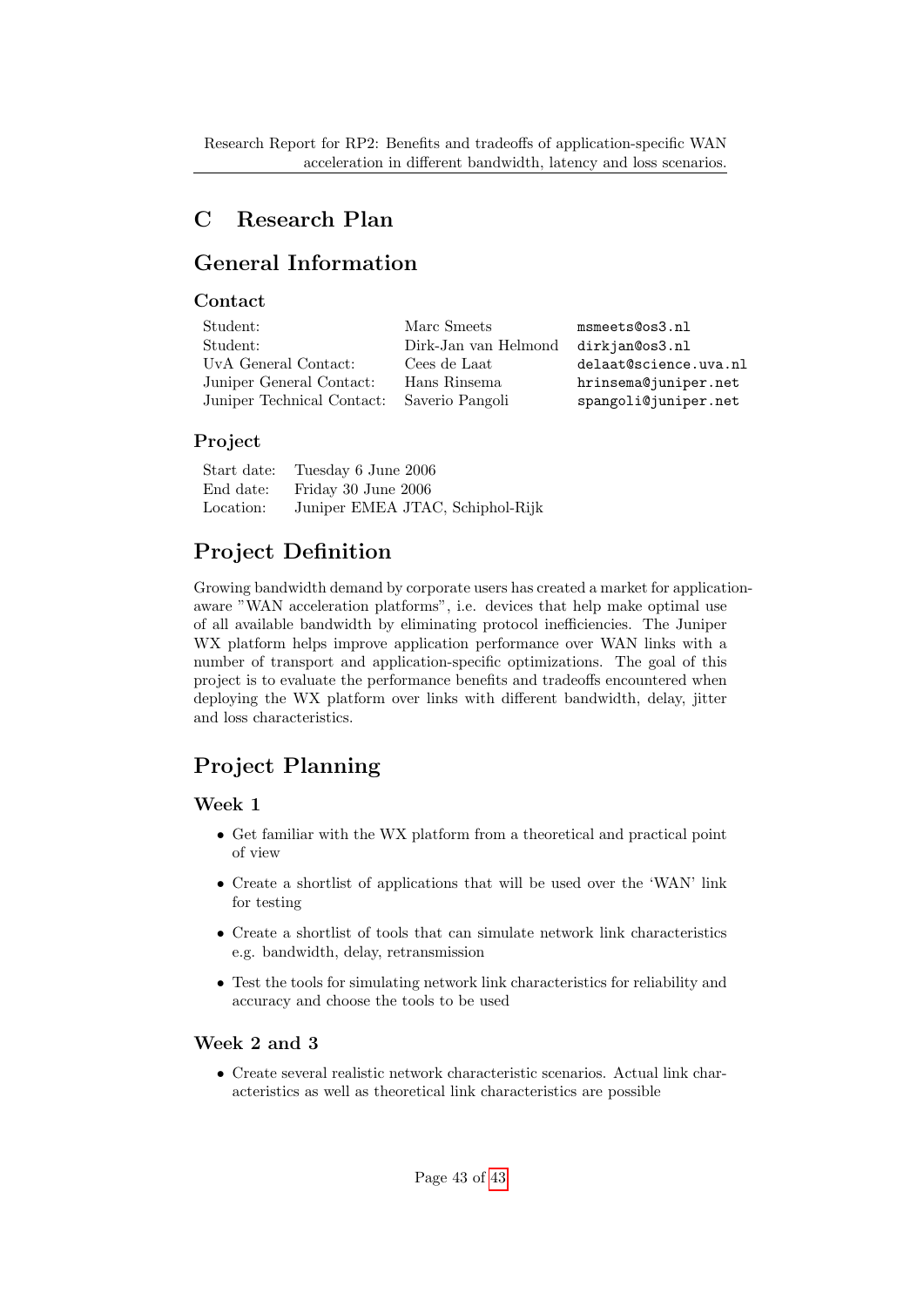# C Research Plan

## General Information

### Contact

| | | |
|---|---|---|
| Student: | Marc Smeets | msmeets@os3.nl |
| Student: | Dirk-Jan van Helmond | dirkjan@os3.nl |
| UvA General Contact: | Cees de Laat | delaat@science.uva.nl |
| Juniper General Contact: | Hans Rinsema | hrinsema@juniper.net |
| Juniper Technical Contact: | Saverio Pangoli | spangoli@juniper.net |

### Project

| | |
|---|---|
| Start date: | Tuesday 6 June 2006 |
| End date: | Friday 30 June 2006 |
| Location: | Juniper EMEA JTAC, Schiphol-Rijk |

## Project Definition

Growing bandwidth demand by corporate users has created a market for application-aware "WAN acceleration platforms", i.e. devices that help make optimal use of all available bandwidth by eliminating protocol inefficiencies. The Juniper WX platform helps improve application performance over WAN links with a number of transport and application-specific optimizations. The goal of this project is to evaluate the performance benefits and tradeoffs encountered when deploying the WX platform over links with different bandwidth, delay, jitter and loss characteristics.

## Project Planning

### Week 1

- Get familiar with the WX platform from a theoretical and practical point of view
- Create a shortlist of applications that will be used over the 'WAN' link for testing
- Create a shortlist of tools that can simulate network link characteristics e.g. bandwidth, delay, retransmission
- Test the tools for simulating network link characteristics for reliability and accuracy and choose the tools to be used

### Week 2 and 3

- Create several realistic network characteristic scenarios. Actual link characteristics as well as theoretical link characteristics are possible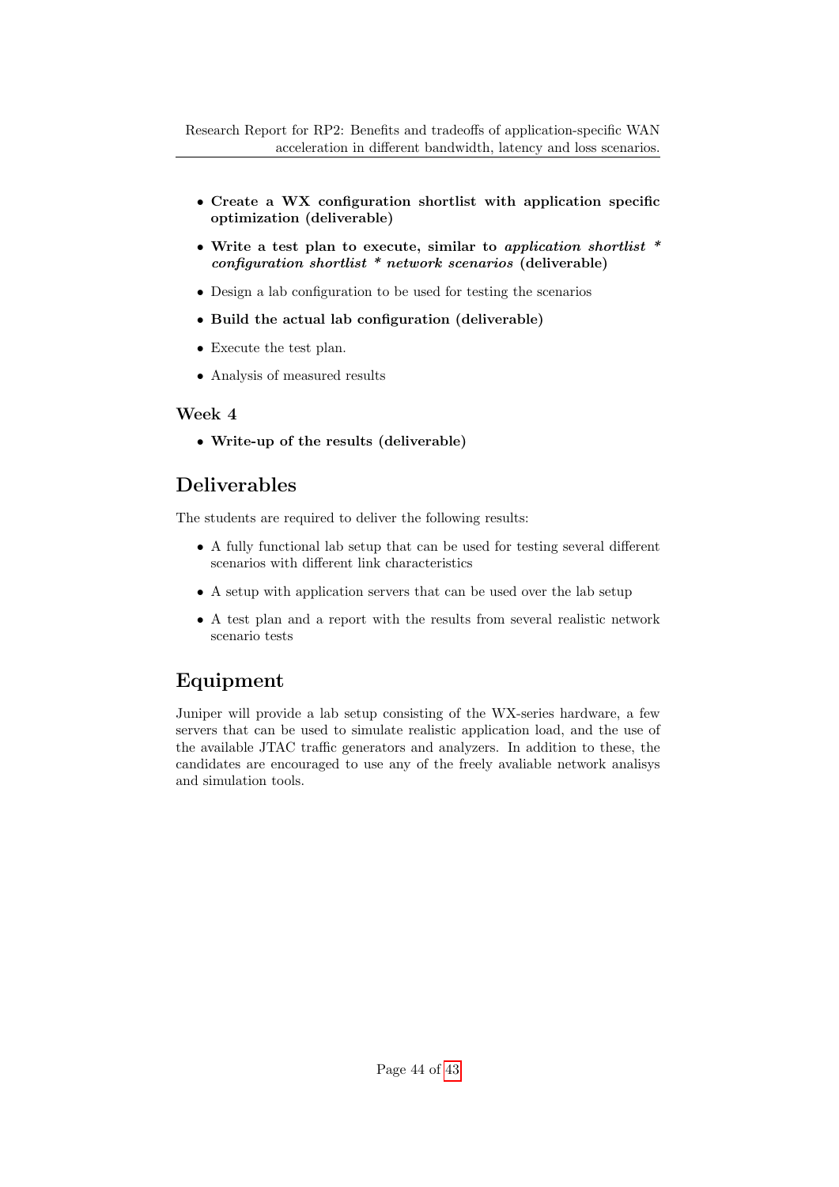- **Create a WX configuration shortlist with application specific optimization (deliverable)**
- **Write a test plan to execute, similar to *application shortlist * configuration shortlist * network scenarios* (deliverable)**
- Design a lab configuration to be used for testing the scenarios
- **Build the actual lab configuration (deliverable)**
- Execute the test plan.
- Analysis of measured results

### Week 4

- **Write-up of the results (deliverable)**

## Deliverables

The students are required to deliver the following results:

- A fully functional lab setup that can be used for testing several different scenarios with different link characteristics
- A setup with application servers that can be used over the lab setup
- A test plan and a report with the results from several realistic network scenario tests

## Equipment

Juniper will provide a lab setup consisting of the WX-series hardware, a few servers that can be used to simulate realistic application load, and the use of the available JTAC traffic generators and analyzers. In addition to these, the candidates are encouraged to use any of the freely avaliable network analisys and simulation tools.